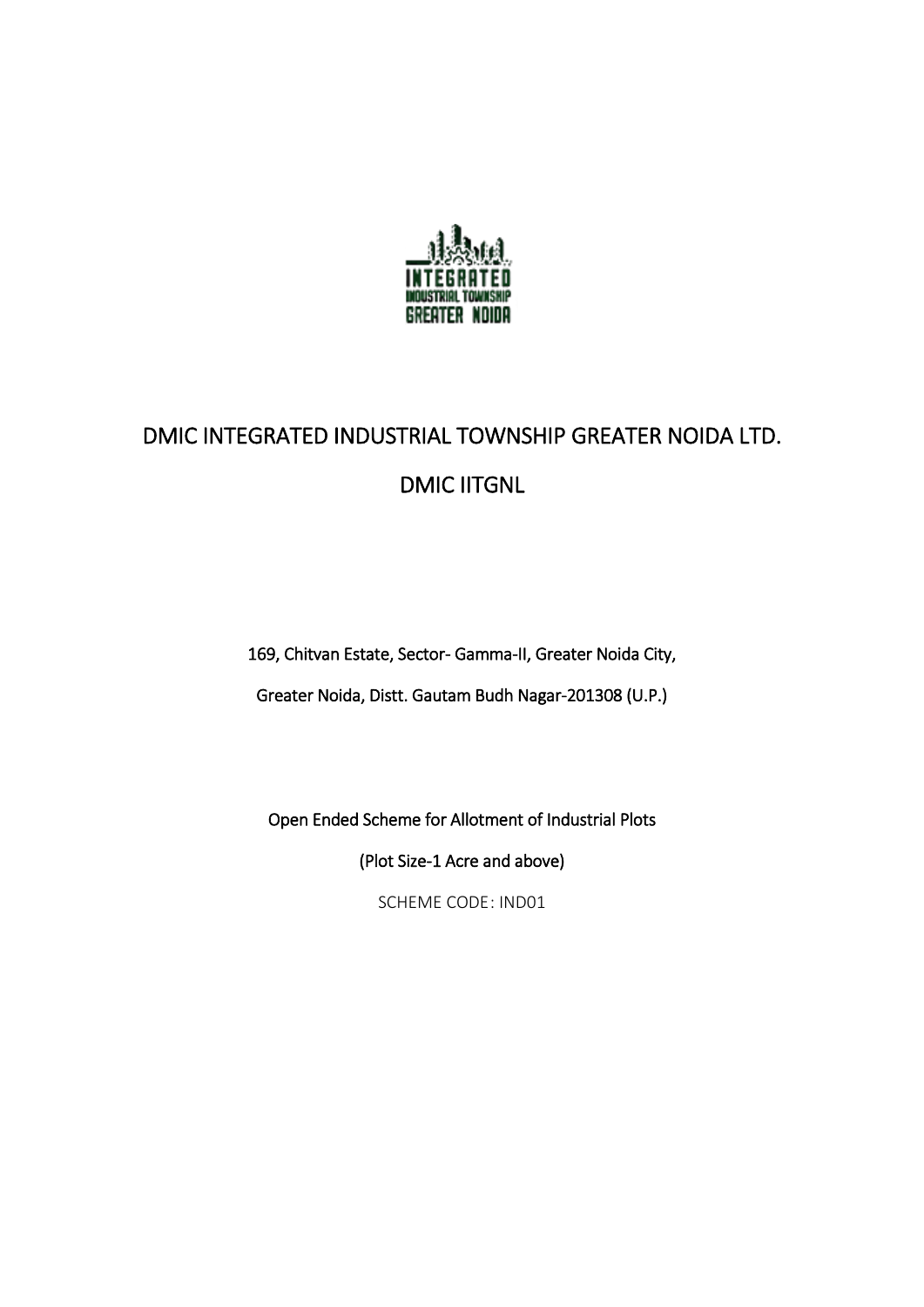# DMIC INTEGRATED INDUSTRIAL TOWNSHIP GREATER NOIDA LTD.

# DMIC IITGNL

169, Chitvan Estate, Sector- Gamma-II, Greater Noida City,

Greater Noida, Distt. Gautam Budh Nagar-201308 (U.P.)

Open Ended Scheme for Allotment of Industrial Plots

(Plot Size-1 Acre and above)

SCHEME CODE: IND01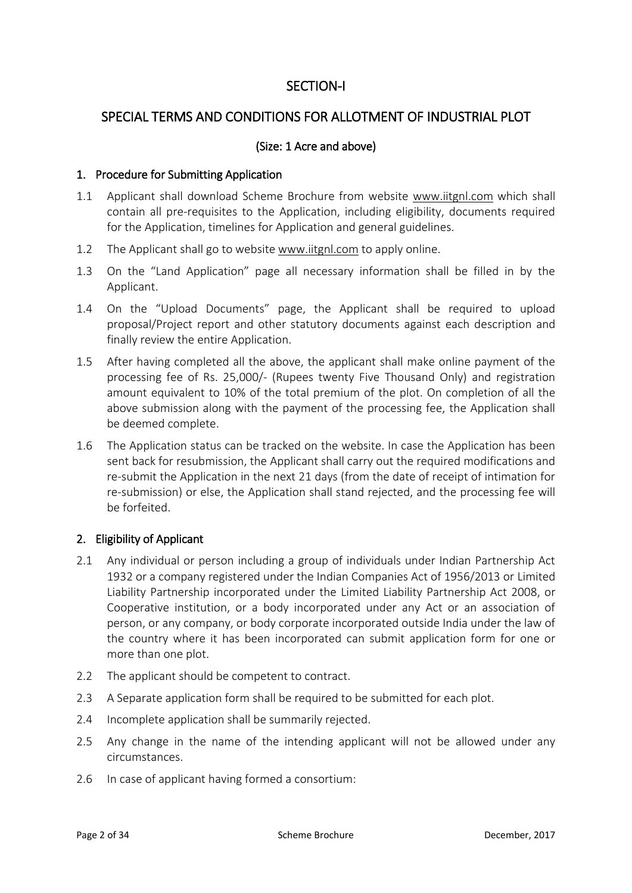# SECTION-I

## SPECIAL TERMS AND CONDITIONS FOR ALLOTMENT OF INDUSTRIAL PLOT

### (Size: 1 Acre and above)

### 1. Procedure for Submitting Application

1.1 Applicant shall download Scheme Brochure from website www.iitgnl.com which shall contain all pre-requisites to the Application, including eligibility, documents required for the Application, timelines for Application and general guidelines.

1.2 The Applicant shall go to website www.iitgnl.com to apply online.

1.3 On the "Land Application" page all necessary information shall be filled in by the Applicant.

1.4 On the "Upload Documents" page, the Applicant shall be required to upload proposal/Project report and other statutory documents against each description and finally review the entire Application.

1.5 After having completed all the above, the applicant shall make online payment of the processing fee of Rs. 25,000/- (Rupees twenty Five Thousand Only) and registration amount equivalent to 10% of the total premium of the plot. On completion of all the above submission along with the payment of the processing fee, the Application shall be deemed complete.

1.6 The Application status can be tracked on the website. In case the Application has been sent back for resubmission, the Applicant shall carry out the required modifications and re-submit the Application in the next 21 days (from the date of receipt of intimation for re-submission) or else, the Application shall stand rejected, and the processing fee will be forfeited.

### 2. Eligibility of Applicant

2.1 Any individual or person including a group of individuals under Indian Partnership Act 1932 or a company registered under the Indian Companies Act of 1956/2013 or Limited Liability Partnership incorporated under the Limited Liability Partnership Act 2008, or Cooperative institution, or a body incorporated under any Act or an association of person, or any company, or body corporate incorporated outside India under the law of the country where it has been incorporated can submit application form for one or more than one plot.

2.2 The applicant should be competent to contract.

2.3 A Separate application form shall be required to be submitted for each plot.

2.4 Incomplete application shall be summarily rejected.

2.5 Any change in the name of the intending applicant will not be allowed under any circumstances.

2.6 In case of applicant having formed a consortium: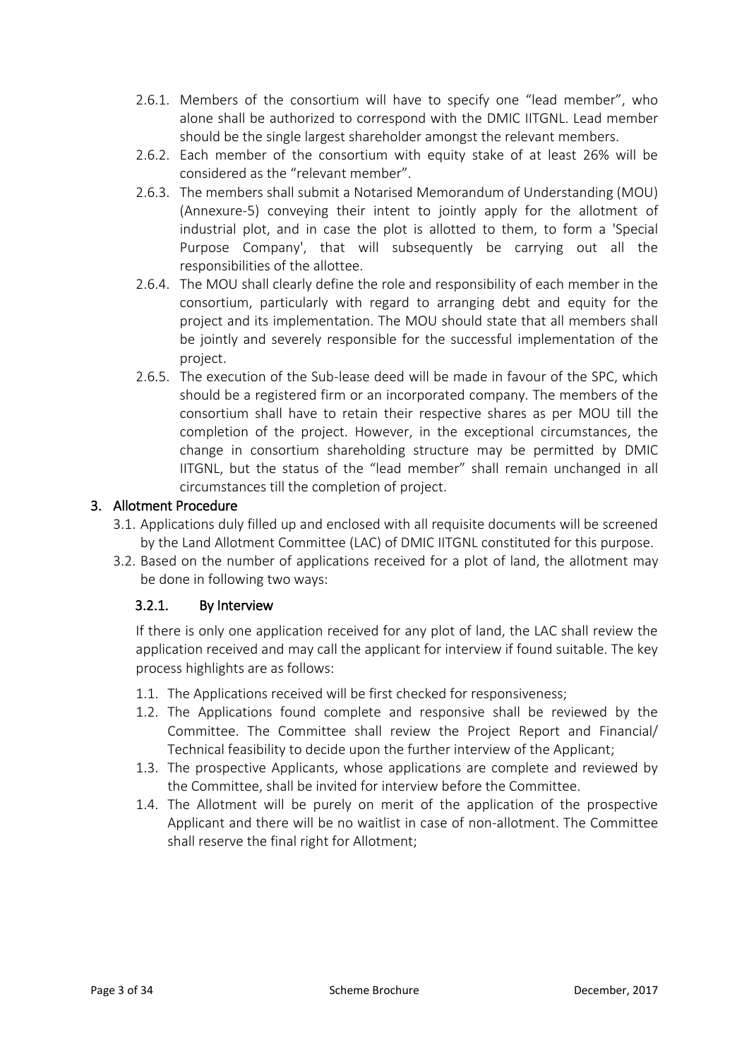2.6.1. Members of the consortium will have to specify one "lead member", who alone shall be authorized to correspond with the DMIC IITGNL. Lead member should be the single largest shareholder amongst the relevant members.

2.6.2. Each member of the consortium with equity stake of at least 26% will be considered as the "relevant member".

2.6.3. The members shall submit a Notarised Memorandum of Understanding (MOU) (Annexure-5) conveying their intent to jointly apply for the allotment of industrial plot, and in case the plot is allotted to them, to form a 'Special Purpose Company', that will subsequently be carrying out all the responsibilities of the allottee.

2.6.4. The MOU shall clearly define the role and responsibility of each member in the consortium, particularly with regard to arranging debt and equity for the project and its implementation. The MOU should state that all members shall be jointly and severely responsible for the successful implementation of the project.

2.6.5. The execution of the Sub-lease deed will be made in favour of the SPC, which should be a registered firm or an incorporated company. The members of the consortium shall have to retain their respective shares as per MOU till the completion of the project. However, in the exceptional circumstances, the change in consortium shareholding structure may be permitted by DMIC IITGNL, but the status of the "lead member" shall remain unchanged in all circumstances till the completion of project.

## 3. Allotment Procedure

3.1. Applications duly filled up and enclosed with all requisite documents will be screened by the Land Allotment Committee (LAC) of DMIC IITGNL constituted for this purpose.

3.2. Based on the number of applications received for a plot of land, the allotment may be done in following two ways:

### 3.2.1. By Interview

If there is only one application received for any plot of land, the LAC shall review the application received and may call the applicant for interview if found suitable. The key process highlights are as follows:

1.1. The Applications received will be first checked for responsiveness;

1.2. The Applications found complete and responsive shall be reviewed by the Committee. The Committee shall review the Project Report and Financial/ Technical feasibility to decide upon the further interview of the Applicant;

1.3. The prospective Applicants, whose applications are complete and reviewed by the Committee, shall be invited for interview before the Committee.

1.4. The Allotment will be purely on merit of the application of the prospective Applicant and there will be no waitlist in case of non-allotment. The Committee shall reserve the final right for Allotment;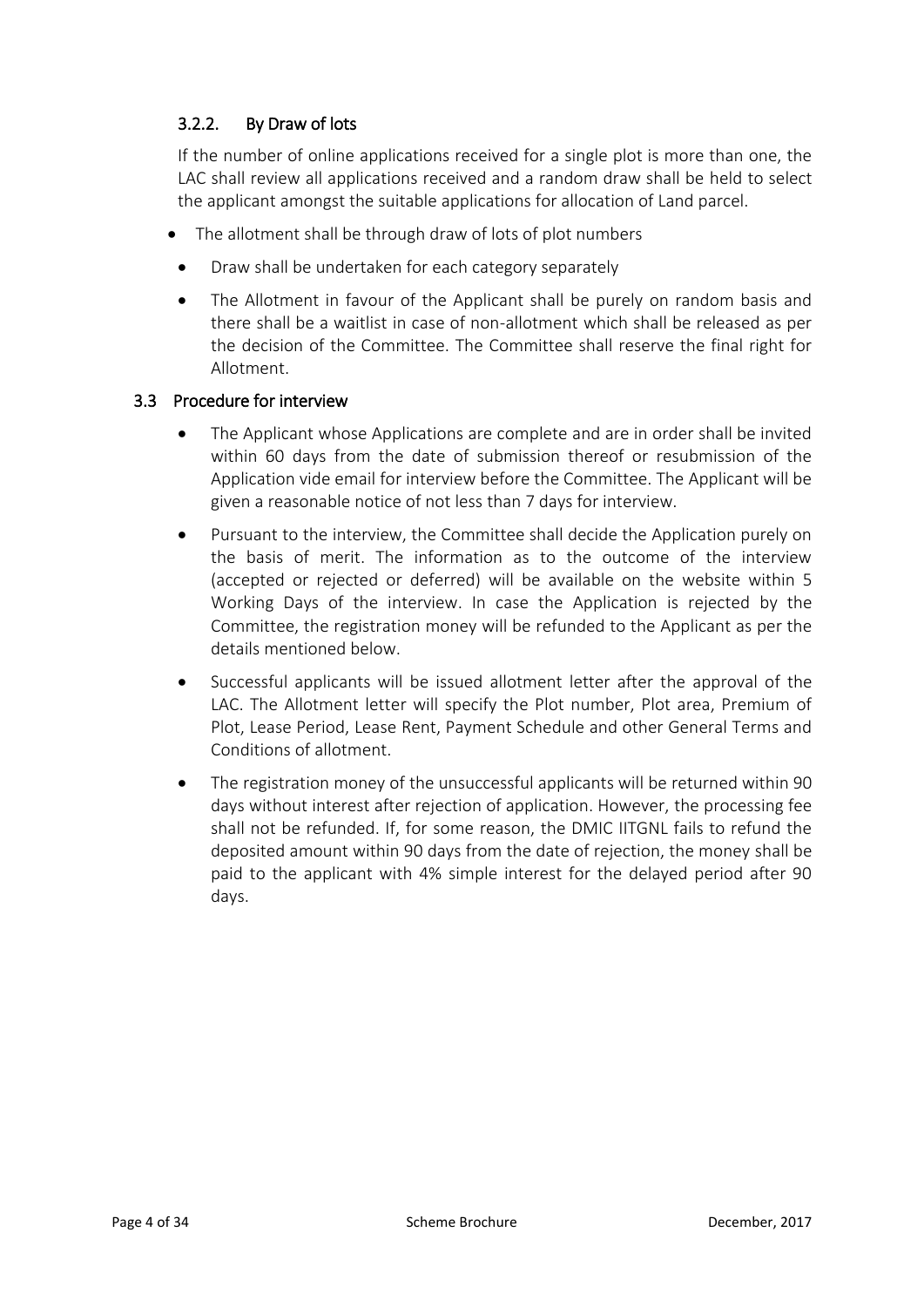### 3.2.2. By Draw of lots

If the number of online applications received for a single plot is more than one, the LAC shall review all applications received and a random draw shall be held to select the applicant amongst the suitable applications for allocation of Land parcel.

- The allotment shall be through draw of lots of plot numbers
- Draw shall be undertaken for each category separately
- The Allotment in favour of the Applicant shall be purely on random basis and there shall be a waitlist in case of non-allotment which shall be released as per the decision of the Committee. The Committee shall reserve the final right for Allotment.

## 3.3 Procedure for interview

- The Applicant whose Applications are complete and are in order shall be invited within 60 days from the date of submission thereof or resubmission of the Application vide email for interview before the Committee. The Applicant will be given a reasonable notice of not less than 7 days for interview.
- Pursuant to the interview, the Committee shall decide the Application purely on the basis of merit. The information as to the outcome of the interview (accepted or rejected or deferred) will be available on the website within 5 Working Days of the interview. In case the Application is rejected by the Committee, the registration money will be refunded to the Applicant as per the details mentioned below.
- Successful applicants will be issued allotment letter after the approval of the LAC. The Allotment letter will specify the Plot number, Plot area, Premium of Plot, Lease Period, Lease Rent, Payment Schedule and other General Terms and Conditions of allotment.
- The registration money of the unsuccessful applicants will be returned within 90 days without interest after rejection of application. However, the processing fee shall not be refunded. If, for some reason, the DMIC IITGNL fails to refund the deposited amount within 90 days from the date of rejection, the money shall be paid to the applicant with 4% simple interest for the delayed period after 90 days.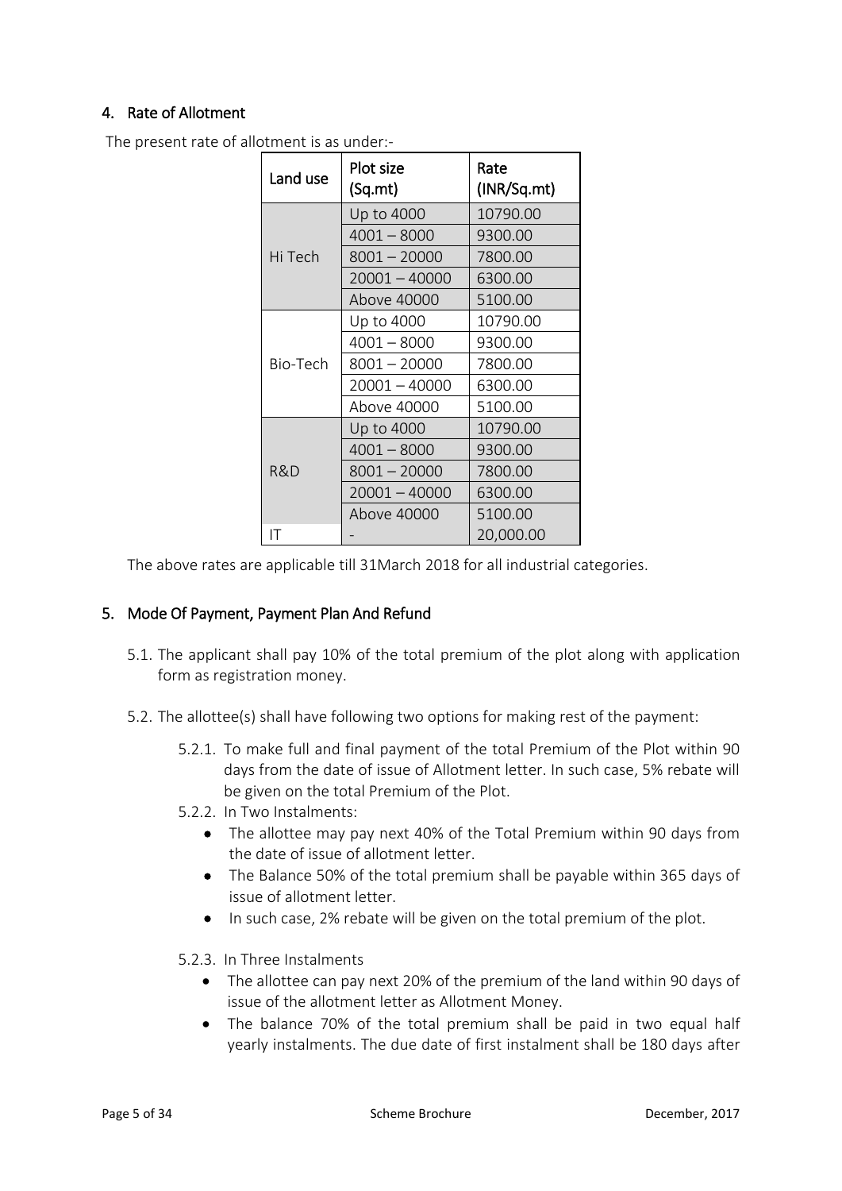## 4. Rate of Allotment

The present rate of allotment is as under:-

| Land use | Plot size (Sq.mt) | Rate (INR/Sq.mt) |
|---|---|---|
| Hi Tech | Up to 4000 | 10790.00 |
| | 4001 – 8000 | 9300.00 |
| | 8001 – 20000 | 7800.00 |
| | 20001 – 40000 | 6300.00 |
| | Above 40000 | 5100.00 |
| Bio-Tech | Up to 4000 | 10790.00 |
| | 4001 – 8000 | 9300.00 |
| | 8001 – 20000 | 7800.00 |
| | 20001 – 40000 | 6300.00 |
| | Above 40000 | 5100.00 |
| R&D | Up to 4000 | 10790.00 |
| | 4001 – 8000 | 9300.00 |
| | 8001 – 20000 | 7800.00 |
| | 20001 – 40000 | 6300.00 |
| | Above 40000 | 5100.00 |
| IT | - | 20,000.00 |

The above rates are applicable till 31March 2018 for all industrial categories.

## 5. Mode Of Payment, Payment Plan And Refund

5.1. The applicant shall pay 10% of the total premium of the plot along with application form as registration money.

5.2. The allottee(s) shall have following two options for making rest of the payment:

5.2.1. To make full and final payment of the total Premium of the Plot within 90 days from the date of issue of Allotment letter. In such case, 5% rebate will be given on the total Premium of the Plot.

5.2.2. In Two Instalments:

- The allottee may pay next 40% of the Total Premium within 90 days from the date of issue of allotment letter.
- The Balance 50% of the total premium shall be payable within 365 days of issue of allotment letter.
- In such case, 2% rebate will be given on the total premium of the plot.

5.2.3. In Three Instalments

- The allottee can pay next 20% of the premium of the land within 90 days of issue of the allotment letter as Allotment Money.
- The balance 70% of the total premium shall be paid in two equal half yearly instalments. The due date of first instalment shall be 180 days after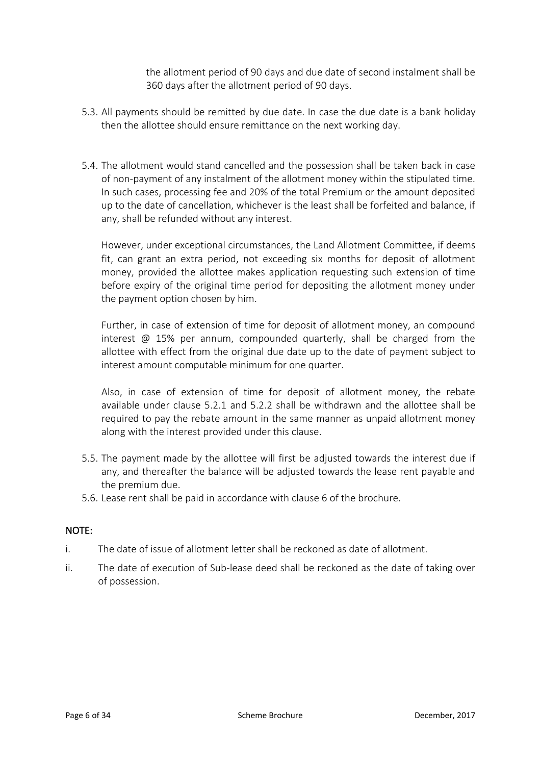the allotment period of 90 days and due date of second instalment shall be 360 days after the allotment period of 90 days.

5.3. All payments should be remitted by due date. In case the due date is a bank holiday then the allottee should ensure remittance on the next working day.

5.4. The allotment would stand cancelled and the possession shall be taken back in case of non-payment of any instalment of the allotment money within the stipulated time. In such cases, processing fee and 20% of the total Premium or the amount deposited up to the date of cancellation, whichever is the least shall be forfeited and balance, if any, shall be refunded without any interest.

However, under exceptional circumstances, the Land Allotment Committee, if deems fit, can grant an extra period, not exceeding six months for deposit of allotment money, provided the allottee makes application requesting such extension of time before expiry of the original time period for depositing the allotment money under the payment option chosen by him.

Further, in case of extension of time for deposit of allotment money, an compound interest @ 15% per annum, compounded quarterly, shall be charged from the allottee with effect from the original due date up to the date of payment subject to interest amount computable minimum for one quarter.

Also, in case of extension of time for deposit of allotment money, the rebate available under clause 5.2.1 and 5.2.2 shall be withdrawn and the allottee shall be required to pay the rebate amount in the same manner as unpaid allotment money along with the interest provided under this clause.

5.5. The payment made by the allottee will first be adjusted towards the interest due if any, and thereafter the balance will be adjusted towards the lease rent payable and the premium due.

5.6. Lease rent shall be paid in accordance with clause 6 of the brochure.

**NOTE:**

i. The date of issue of allotment letter shall be reckoned as date of allotment.

ii. The date of execution of Sub-lease deed shall be reckoned as the date of taking over of possession.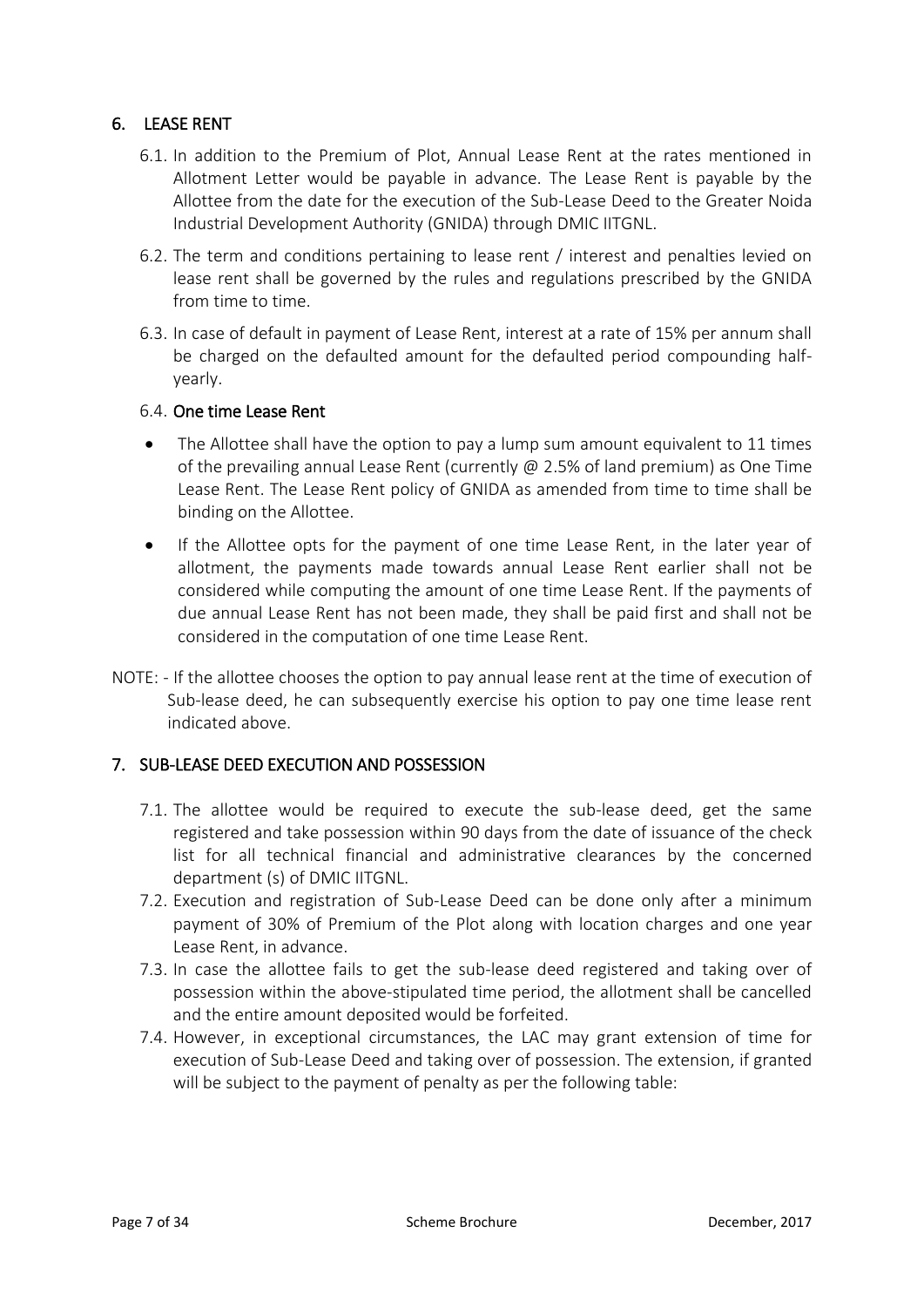## 6. LEASE RENT

6.1. In addition to the Premium of Plot, Annual Lease Rent at the rates mentioned in Allotment Letter would be payable in advance. The Lease Rent is payable by the Allottee from the date for the execution of the Sub-Lease Deed to the Greater Noida Industrial Development Authority (GNIDA) through DMIC IITGNL.

6.2. The term and conditions pertaining to lease rent / interest and penalties levied on lease rent shall be governed by the rules and regulations prescribed by the GNIDA from time to time.

6.3. In case of default in payment of Lease Rent, interest at a rate of 15% per annum shall be charged on the defaulted amount for the defaulted period compounding half-yearly.

6.4. **One time Lease Rent**

- The Allottee shall have the option to pay a lump sum amount equivalent to 11 times of the prevailing annual Lease Rent (currently @ 2.5% of land premium) as One Time Lease Rent. The Lease Rent policy of GNIDA as amended from time to time shall be binding on the Allottee.
- If the Allottee opts for the payment of one time Lease Rent, in the later year of allotment, the payments made towards annual Lease Rent earlier shall not be considered while computing the amount of one time Lease Rent. If the payments of due annual Lease Rent has not been made, they shall be paid first and shall not be considered in the computation of one time Lease Rent.

NOTE: - If the allottee chooses the option to pay annual lease rent at the time of execution of Sub-lease deed, he can subsequently exercise his option to pay one time lease rent indicated above.

## 7. SUB-LEASE DEED EXECUTION AND POSSESSION

7.1. The allottee would be required to execute the sub-lease deed, get the same registered and take possession within 90 days from the date of issuance of the check list for all technical financial and administrative clearances by the concerned department (s) of DMIC IITGNL.

7.2. Execution and registration of Sub-Lease Deed can be done only after a minimum payment of 30% of Premium of the Plot along with location charges and one year Lease Rent, in advance.

7.3. In case the allottee fails to get the sub-lease deed registered and taking over of possession within the above-stipulated time period, the allotment shall be cancelled and the entire amount deposited would be forfeited.

7.4. However, in exceptional circumstances, the LAC may grant extension of time for execution of Sub-Lease Deed and taking over of possession. The extension, if granted will be subject to the payment of penalty as per the following table: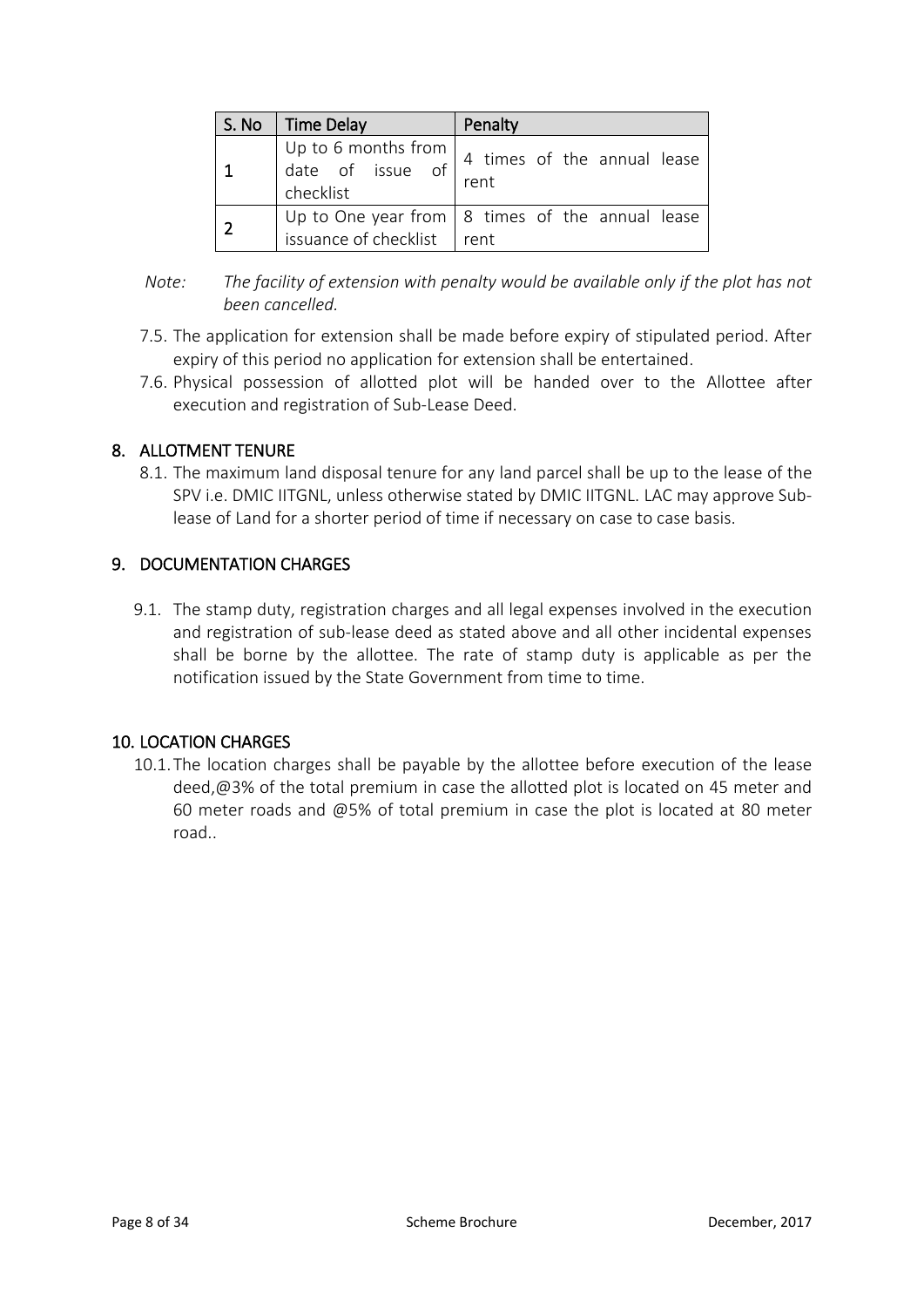| S. No | Time Delay | Penalty |
|---|---|---|
| 1 | Up to 6 months from date of issue of checklist | 4 times of the annual lease rent |
| 2 | Up to One year from issuance of checklist | 8 times of the annual lease rent |

*Note: The facility of extension with penalty would be available only if the plot has not been cancelled.*

7.5. The application for extension shall be made before expiry of stipulated period. After expiry of this period no application for extension shall be entertained.

7.6. Physical possession of allotted plot will be handed over to the Allottee after execution and registration of Sub-Lease Deed.

## 8. ALLOTMENT TENURE

8.1. The maximum land disposal tenure for any land parcel shall be up to the lease of the SPV i.e. DMIC IITGNL, unless otherwise stated by DMIC IITGNL. LAC may approve Sub-lease of Land for a shorter period of time if necessary on case to case basis.

## 9. DOCUMENTATION CHARGES

9.1. The stamp duty, registration charges and all legal expenses involved in the execution and registration of sub-lease deed as stated above and all other incidental expenses shall be borne by the allottee. The rate of stamp duty is applicable as per the notification issued by the State Government from time to time.

## 10. LOCATION CHARGES

10.1. The location charges shall be payable by the allottee before execution of the lease deed,@3% of the total premium in case the allotted plot is located on 45 meter and 60 meter roads and @5% of total premium in case the plot is located at 80 meter road..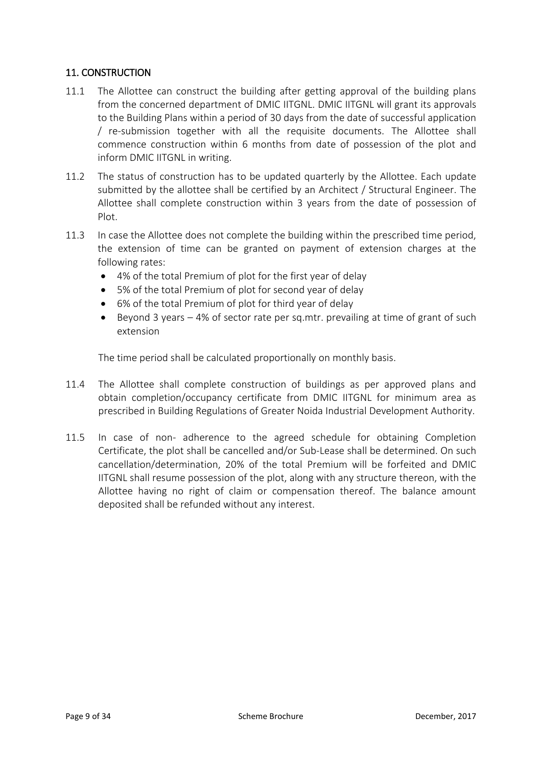## 11. CONSTRUCTION

11.1 The Allottee can construct the building after getting approval of the building plans from the concerned department of DMIC IITGNL. DMIC IITGNL will grant its approvals to the Building Plans within a period of 30 days from the date of successful application / re-submission together with all the requisite documents. The Allottee shall commence construction within 6 months from date of possession of the plot and inform DMIC IITGNL in writing.

11.2 The status of construction has to be updated quarterly by the Allottee. Each update submitted by the allottee shall be certified by an Architect / Structural Engineer. The Allottee shall complete construction within 3 years from the date of possession of Plot.

11.3 In case the Allottee does not complete the building within the prescribed time period, the extension of time can be granted on payment of extension charges at the following rates:

- 4% of the total Premium of plot for the first year of delay
- 5% of the total Premium of plot for second year of delay
- 6% of the total Premium of plot for third year of delay
- Beyond 3 years – 4% of sector rate per sq.mtr. prevailing at time of grant of such extension

The time period shall be calculated proportionally on monthly basis.

11.4 The Allottee shall complete construction of buildings as per approved plans and obtain completion/occupancy certificate from DMIC IITGNL for minimum area as prescribed in Building Regulations of Greater Noida Industrial Development Authority.

11.5 In case of non- adherence to the agreed schedule for obtaining Completion Certificate, the plot shall be cancelled and/or Sub-Lease shall be determined. On such cancellation/determination, 20% of the total Premium will be forfeited and DMIC IITGNL shall resume possession of the plot, along with any structure thereon, with the Allottee having no right of claim or compensation thereof. The balance amount deposited shall be refunded without any interest.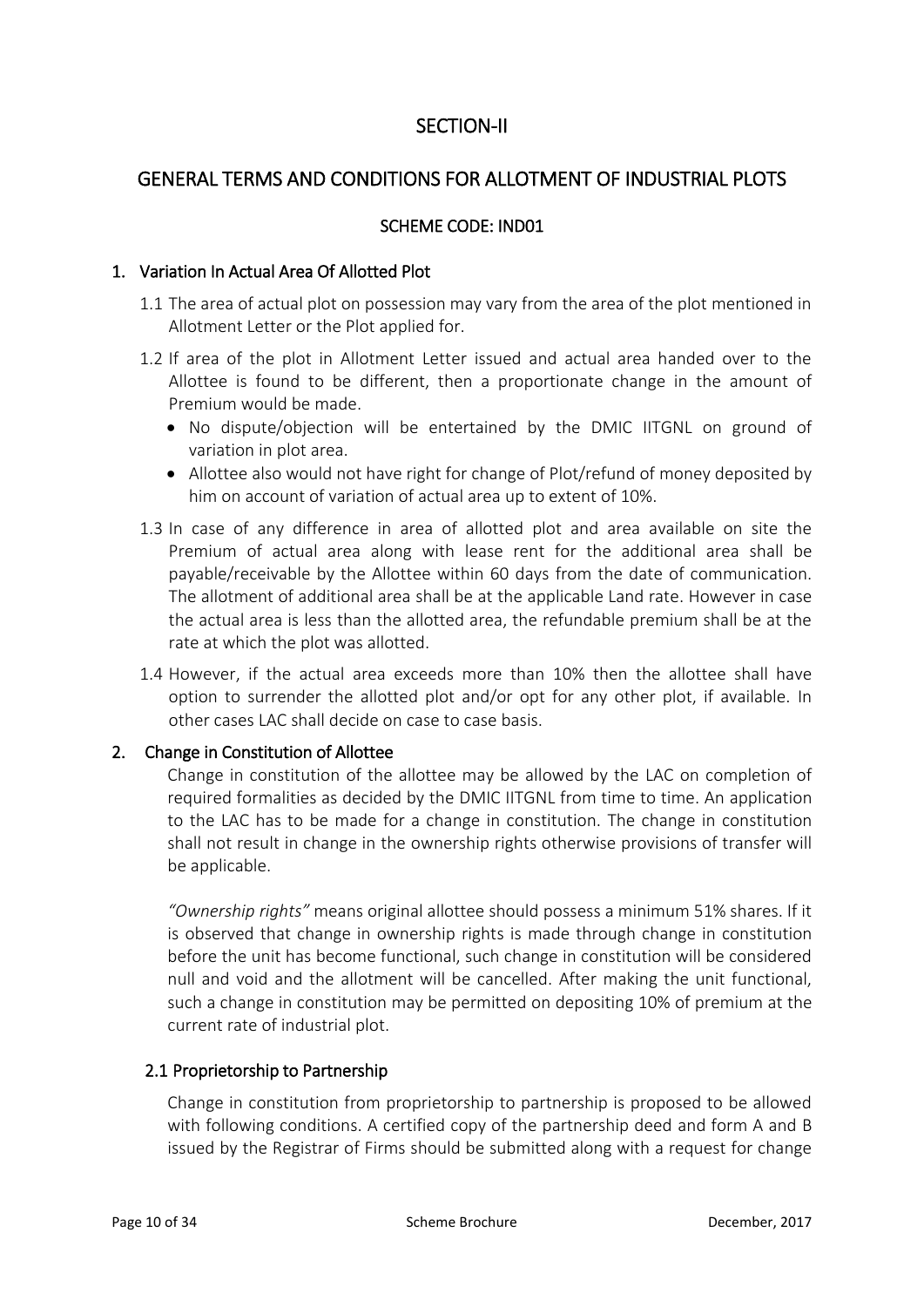# SECTION-II

## GENERAL TERMS AND CONDITIONS FOR ALLOTMENT OF INDUSTRIAL PLOTS

### SCHEME CODE: IND01

### 1. Variation In Actual Area Of Allotted Plot

1.1 The area of actual plot on possession may vary from the area of the plot mentioned in Allotment Letter or the Plot applied for.

1.2 If area of the plot in Allotment Letter issued and actual area handed over to the Allottee is found to be different, then a proportionate change in the amount of Premium would be made.

- No dispute/objection will be entertained by the DMIC IITGNL on ground of variation in plot area.
- Allottee also would not have right for change of Plot/refund of money deposited by him on account of variation of actual area up to extent of 10%.

1.3 In case of any difference in area of allotted plot and area available on site the Premium of actual area along with lease rent for the additional area shall be payable/receivable by the Allottee within 60 days from the date of communication. The allotment of additional area shall be at the applicable Land rate. However in case the actual area is less than the allotted area, the refundable premium shall be at the rate at which the plot was allotted.

1.4 However, if the actual area exceeds more than 10% then the allottee shall have option to surrender the allotted plot and/or opt for any other plot, if available. In other cases LAC shall decide on case to case basis.

### 2. Change in Constitution of Allottee

Change in constitution of the allottee may be allowed by the LAC on completion of required formalities as decided by the DMIC IITGNL from time to time. An application to the LAC has to be made for a change in constitution. The change in constitution shall not result in change in the ownership rights otherwise provisions of transfer will be applicable.

*"Ownership rights"* means original allottee should possess a minimum 51% shares. If it is observed that change in ownership rights is made through change in constitution before the unit has become functional, such change in constitution will be considered null and void and the allotment will be cancelled. After making the unit functional, such a change in constitution may be permitted on depositing 10% of premium at the current rate of industrial plot.

#### 2.1 Proprietorship to Partnership

Change in constitution from proprietorship to partnership is proposed to be allowed with following conditions. A certified copy of the partnership deed and form A and B issued by the Registrar of Firms should be submitted along with a request for change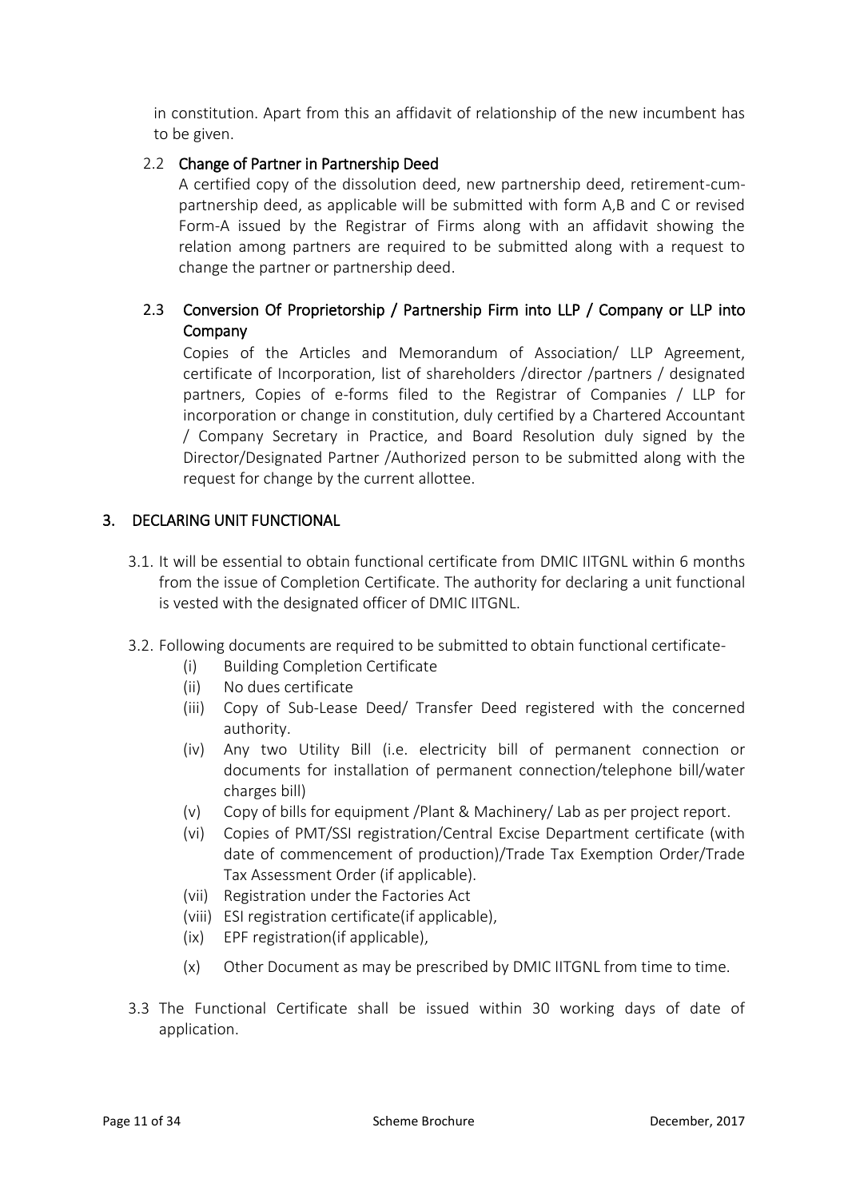in constitution. Apart from this an affidavit of relationship of the new incumbent has to be given.

### 2.2 Change of Partner in Partnership Deed

A certified copy of the dissolution deed, new partnership deed, retirement-cum-partnership deed, as applicable will be submitted with form A,B and C or revised Form-A issued by the Registrar of Firms along with an affidavit showing the relation among partners are required to be submitted along with a request to change the partner or partnership deed.

### 2.3 Conversion Of Proprietorship / Partnership Firm into LLP / Company or LLP into Company

Copies of the Articles and Memorandum of Association/ LLP Agreement, certificate of Incorporation, list of shareholders /director /partners / designated partners, Copies of e-forms filed to the Registrar of Companies / LLP for incorporation or change in constitution, duly certified by a Chartered Accountant / Company Secretary in Practice, and Board Resolution duly signed by the Director/Designated Partner /Authorized person to be submitted along with the request for change by the current allottee.

## 3. DECLARING UNIT FUNCTIONAL

3.1. It will be essential to obtain functional certificate from DMIC IITGNL within 6 months from the issue of Completion Certificate. The authority for declaring a unit functional is vested with the designated officer of DMIC IITGNL.

3.2. Following documents are required to be submitted to obtain functional certificate-

- (i) Building Completion Certificate
- (ii) No dues certificate
- (iii) Copy of Sub-Lease Deed/ Transfer Deed registered with the concerned authority.
- (iv) Any two Utility Bill (i.e. electricity bill of permanent connection or documents for installation of permanent connection/telephone bill/water charges bill)
- (v) Copy of bills for equipment /Plant & Machinery/ Lab as per project report.
- (vi) Copies of PMT/SSI registration/Central Excise Department certificate (with date of commencement of production)/Trade Tax Exemption Order/Trade Tax Assessment Order (if applicable).
- (vii) Registration under the Factories Act
- (viii) ESI registration certificate(if applicable),
- (ix) EPF registration(if applicable),
- (x) Other Document as may be prescribed by DMIC IITGNL from time to time.

3.3 The Functional Certificate shall be issued within 30 working days of date of application.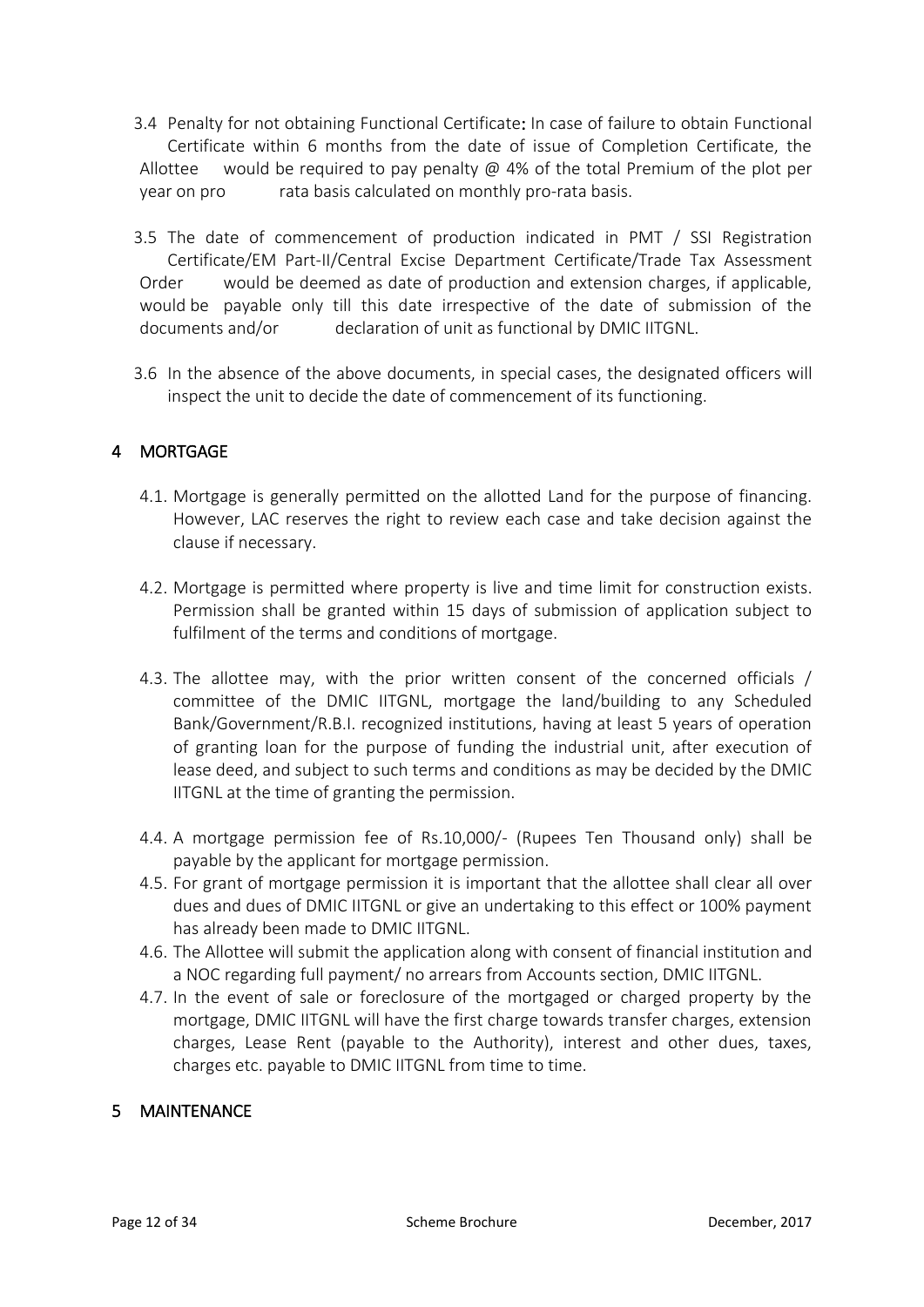3.4 Penalty for not obtaining Functional Certificate**:** In case of failure to obtain Functional Certificate within 6 months from the date of issue of Completion Certificate, the Allottee would be required to pay penalty @ 4% of the total Premium of the plot per year on pro rata basis calculated on monthly pro-rata basis.

3.5 The date of commencement of production indicated in PMT / SSI Registration Certificate/EM Part-II/Central Excise Department Certificate/Trade Tax Assessment Order would be deemed as date of production and extension charges, if applicable, would be payable only till this date irrespective of the date of submission of the documents and/or declaration of unit as functional by DMIC IITGNL.

3.6 In the absence of the above documents, in special cases, the designated officers will inspect the unit to decide the date of commencement of its functioning.

## 4 MORTGAGE

4.1. Mortgage is generally permitted on the allotted Land for the purpose of financing. However, LAC reserves the right to review each case and take decision against the clause if necessary.

4.2. Mortgage is permitted where property is live and time limit for construction exists. Permission shall be granted within 15 days of submission of application subject to fulfilment of the terms and conditions of mortgage.

4.3. The allottee may, with the prior written consent of the concerned officials / committee of the DMIC IITGNL, mortgage the land/building to any Scheduled Bank/Government/R.B.I. recognized institutions, having at least 5 years of operation of granting loan for the purpose of funding the industrial unit, after execution of lease deed, and subject to such terms and conditions as may be decided by the DMIC IITGNL at the time of granting the permission.

4.4. A mortgage permission fee of Rs.10,000/- (Rupees Ten Thousand only) shall be payable by the applicant for mortgage permission.

4.5. For grant of mortgage permission it is important that the allottee shall clear all over dues and dues of DMIC IITGNL or give an undertaking to this effect or 100% payment has already been made to DMIC IITGNL.

4.6. The Allottee will submit the application along with consent of financial institution and a NOC regarding full payment/ no arrears from Accounts section, DMIC IITGNL.

4.7. In the event of sale or foreclosure of the mortgaged or charged property by the mortgage, DMIC IITGNL will have the first charge towards transfer charges, extension charges, Lease Rent (payable to the Authority), interest and other dues, taxes, charges etc. payable to DMIC IITGNL from time to time.

## 5 MAINTENANCE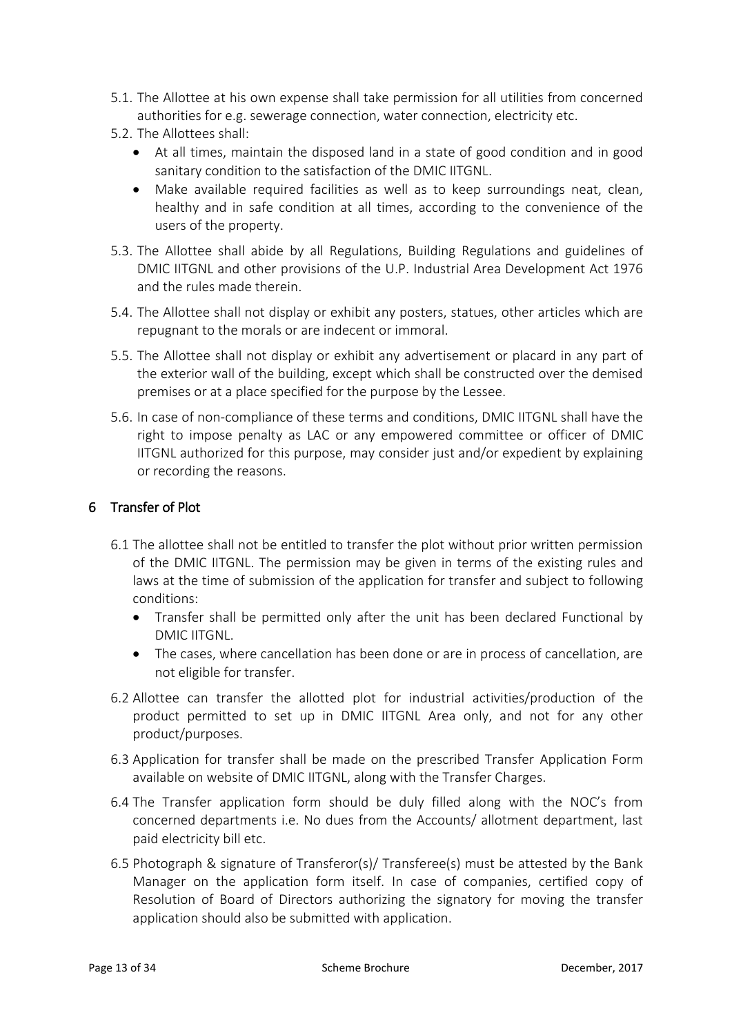5.1. The Allottee at his own expense shall take permission for all utilities from concerned authorities for e.g. sewerage connection, water connection, electricity etc.

5.2. The Allottees shall:

- At all times, maintain the disposed land in a state of good condition and in good sanitary condition to the satisfaction of the DMIC IITGNL.
- Make available required facilities as well as to keep surroundings neat, clean, healthy and in safe condition at all times, according to the convenience of the users of the property.

5.3. The Allottee shall abide by all Regulations, Building Regulations and guidelines of DMIC IITGNL and other provisions of the U.P. Industrial Area Development Act 1976 and the rules made therein.

5.4. The Allottee shall not display or exhibit any posters, statues, other articles which are repugnant to the morals or are indecent or immoral.

5.5. The Allottee shall not display or exhibit any advertisement or placard in any part of the exterior wall of the building, except which shall be constructed over the demised premises or at a place specified for the purpose by the Lessee.

5.6. In case of non-compliance of these terms and conditions, DMIC IITGNL shall have the right to impose penalty as LAC or any empowered committee or officer of DMIC IITGNL authorized for this purpose, may consider just and/or expedient by explaining or recording the reasons.

## 6 Transfer of Plot

6.1 The allottee shall not be entitled to transfer the plot without prior written permission of the DMIC IITGNL. The permission may be given in terms of the existing rules and laws at the time of submission of the application for transfer and subject to following conditions:

- Transfer shall be permitted only after the unit has been declared Functional by DMIC IITGNL.
- The cases, where cancellation has been done or are in process of cancellation, are not eligible for transfer.

6.2 Allottee can transfer the allotted plot for industrial activities/production of the product permitted to set up in DMIC IITGNL Area only, and not for any other product/purposes.

6.3 Application for transfer shall be made on the prescribed Transfer Application Form available on website of DMIC IITGNL, along with the Transfer Charges.

6.4 The Transfer application form should be duly filled along with the NOC's from concerned departments i.e. No dues from the Accounts/ allotment department, last paid electricity bill etc.

6.5 Photograph & signature of Transferor(s)/ Transferee(s) must be attested by the Bank Manager on the application form itself. In case of companies, certified copy of Resolution of Board of Directors authorizing the signatory for moving the transfer application should also be submitted with application.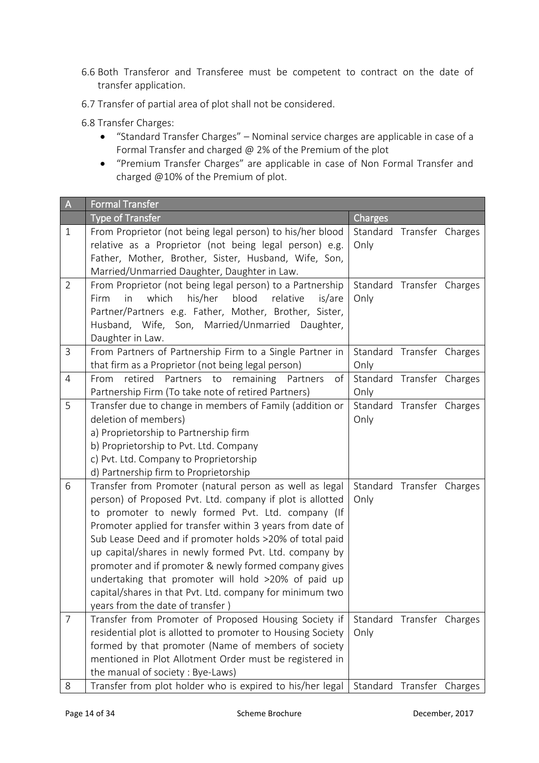6.6 Both Transferor and Transferee must be competent to contract on the date of transfer application.

6.7 Transfer of partial area of plot shall not be considered.

6.8 Transfer Charges:

- "Standard Transfer Charges" – Nominal service charges are applicable in case of a Formal Transfer and charged @ 2% of the Premium of the plot
- "Premium Transfer Charges" are applicable in case of Non Formal Transfer and charged @10% of the Premium of plot.

| A | Formal Transfer | |
|---|---|---|
| | **Type of Transfer** | **Charges** |
| 1 | From Proprietor (not being legal person) to his/her blood relative as a Proprietor (not being legal person) e.g. Father, Mother, Brother, Sister, Husband, Wife, Son, Married/Unmarried Daughter, Daughter in Law. | Standard Transfer Charges Only |
| 2 | From Proprietor (not being legal person) to a Partnership Firm in which his/her blood relative is/are Partner/Partners e.g. Father, Mother, Brother, Sister, Husband, Wife, Son, Married/Unmarried Daughter, Daughter in Law. | Standard Transfer Charges Only |
| 3 | From Partners of Partnership Firm to a Single Partner in that firm as a Proprietor (not being legal person) | Standard Transfer Charges Only |
| 4 | From retired Partners to remaining Partners of Partnership Firm (To take note of retired Partners) | Standard Transfer Charges Only |
| 5 | Transfer due to change in members of Family (addition or deletion of members)<br>a) Proprietorship to Partnership firm<br>b) Proprietorship to Pvt. Ltd. Company<br>c) Pvt. Ltd. Company to Proprietorship<br>d) Partnership firm to Proprietorship | Standard Transfer Charges Only |
| 6 | Transfer from Promoter (natural person as well as legal person) of Proposed Pvt. Ltd. company if plot is allotted to promoter to newly formed Pvt. Ltd. company (If Promoter applied for transfer within 3 years from date of Sub Lease Deed and if promoter holds >20% of total paid up capital/shares in newly formed Pvt. Ltd. company by promoter and if promoter & newly formed company gives undertaking that promoter will hold >20% of paid up capital/shares in that Pvt. Ltd. company for minimum two years from the date of transfer ) | Standard Transfer Charges Only |
| 7 | Transfer from Promoter of Proposed Housing Society if residential plot is allotted to promoter to Housing Society formed by that promoter (Name of members of society mentioned in Plot Allotment Order must be registered in the manual of society : Bye-Laws) | Standard Transfer Charges Only |
| 8 | Transfer from plot holder who is expired to his/her legal | Standard Transfer Charges |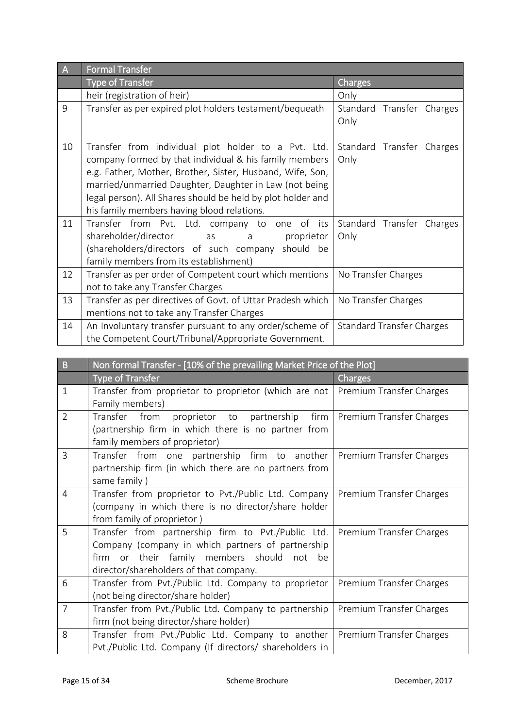| A | Formal Transfer | |
|---|---|---|
| | Type of Transfer | Charges |
| | heir (registration of heir) | Only |
| 9 | Transfer as per expired plot holders testament/bequeath | Standard Transfer Charges Only |
| 10 | Transfer from individual plot holder to a Pvt. Ltd. company formed by that individual & his family members e.g. Father, Mother, Brother, Sister, Husband, Wife, Son, married/unmarried Daughter, Daughter in Law (not being legal person). All Shares should be held by plot holder and his family members having blood relations. | Standard Transfer Charges Only |
| 11 | Transfer from Pvt. Ltd. company to one of its shareholder/director as a proprietor (shareholders/directors of such company should be family members from its establishment) | Standard Transfer Charges Only |
| 12 | Transfer as per order of Competent court which mentions not to take any Transfer Charges | No Transfer Charges |
| 13 | Transfer as per directives of Govt. of Uttar Pradesh which mentions not to take any Transfer Charges | No Transfer Charges |
| 14 | An Involuntary transfer pursuant to any order/scheme of the Competent Court/Tribunal/Appropriate Government. | Standard Transfer Charges |

| B | Non formal Transfer - [10% of the prevailing Market Price of the Plot] | |
|---|---|---|
| | Type of Transfer | Charges |
| 1 | Transfer from proprietor to proprietor (which are not Family members) | Premium Transfer Charges |
| 2 | Transfer from proprietor to partnership firm (partnership firm in which there is no partner from family members of proprietor) | Premium Transfer Charges |
| 3 | Transfer from one partnership firm to another partnership firm (in which there are no partners from same family ) | Premium Transfer Charges |
| 4 | Transfer from proprietor to Pvt./Public Ltd. Company (company in which there is no director/share holder from family of proprietor ) | Premium Transfer Charges |
| 5 | Transfer from partnership firm to Pvt./Public Ltd. Company (company in which partners of partnership firm or their family members should not be director/shareholders of that company. | Premium Transfer Charges |
| 6 | Transfer from Pvt./Public Ltd. Company to proprietor (not being director/share holder) | Premium Transfer Charges |
| 7 | Transfer from Pvt./Public Ltd. Company to partnership firm (not being director/share holder) | Premium Transfer Charges |
| 8 | Transfer from Pvt./Public Ltd. Company to another Pvt./Public Ltd. Company (If directors/ shareholders in | Premium Transfer Charges |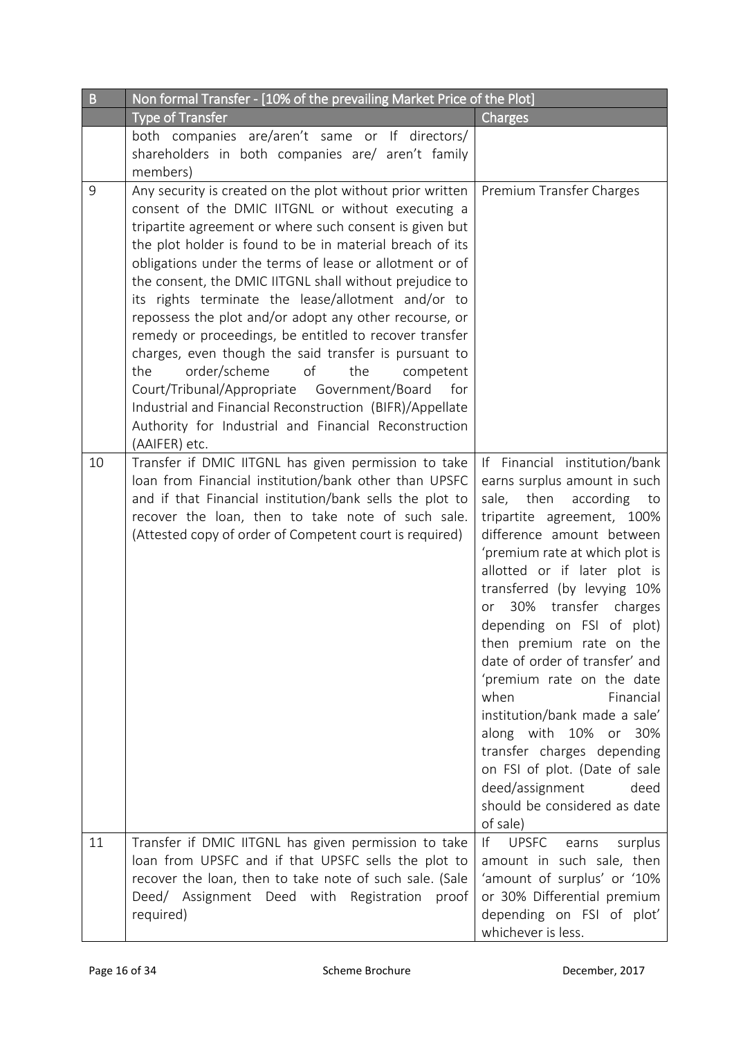| B | Non formal Transfer - [10% of the prevailing Market Price of the Plot] | |
|---|---|---|
| | Type of Transfer | Charges |
| | both companies are/aren't same or If directors/ shareholders in both companies are/ aren't family members) | |
| 9 | Any security is created on the plot without prior written consent of the DMIC IITGNL or without executing a tripartite agreement or where such consent is given but the plot holder is found to be in material breach of its obligations under the terms of lease or allotment or of the consent, the DMIC IITGNL shall without prejudice to its rights terminate the lease/allotment and/or to repossess the plot and/or adopt any other recourse, or remedy or proceedings, be entitled to recover transfer charges, even though the said transfer is pursuant to the order/scheme of the competent Court/Tribunal/Appropriate Government/Board for Industrial and Financial Reconstruction (BIFR)/Appellate Authority for Industrial and Financial Reconstruction (AAIFER) etc. | Premium Transfer Charges |
| 10 | Transfer if DMIC IITGNL has given permission to take loan from Financial institution/bank other than UPSFC and if that Financial institution/bank sells the plot to recover the loan, then to take note of such sale. (Attested copy of order of Competent court is required) | If Financial institution/bank earns surplus amount in such sale, then according to tripartite agreement, 100% difference amount between 'premium rate at which plot is allotted or if later plot is transferred (by levying 10% or 30% transfer charges depending on FSI of plot) then premium rate on the date of order of transfer' and 'premium rate on the date when Financial institution/bank made a sale' along with 10% or 30% transfer charges depending on FSI of plot. (Date of sale deed/assignment deed should be considered as date of sale) |
| 11 | Transfer if DMIC IITGNL has given permission to take loan from UPSFC and if that UPSFC sells the plot to recover the loan, then to take note of such sale. (Sale Deed/ Assignment Deed with Registration proof required) | If UPSFC earns surplus amount in such sale, then 'amount of surplus' or '10% or 30% Differential premium depending on FSI of plot' whichever is less. |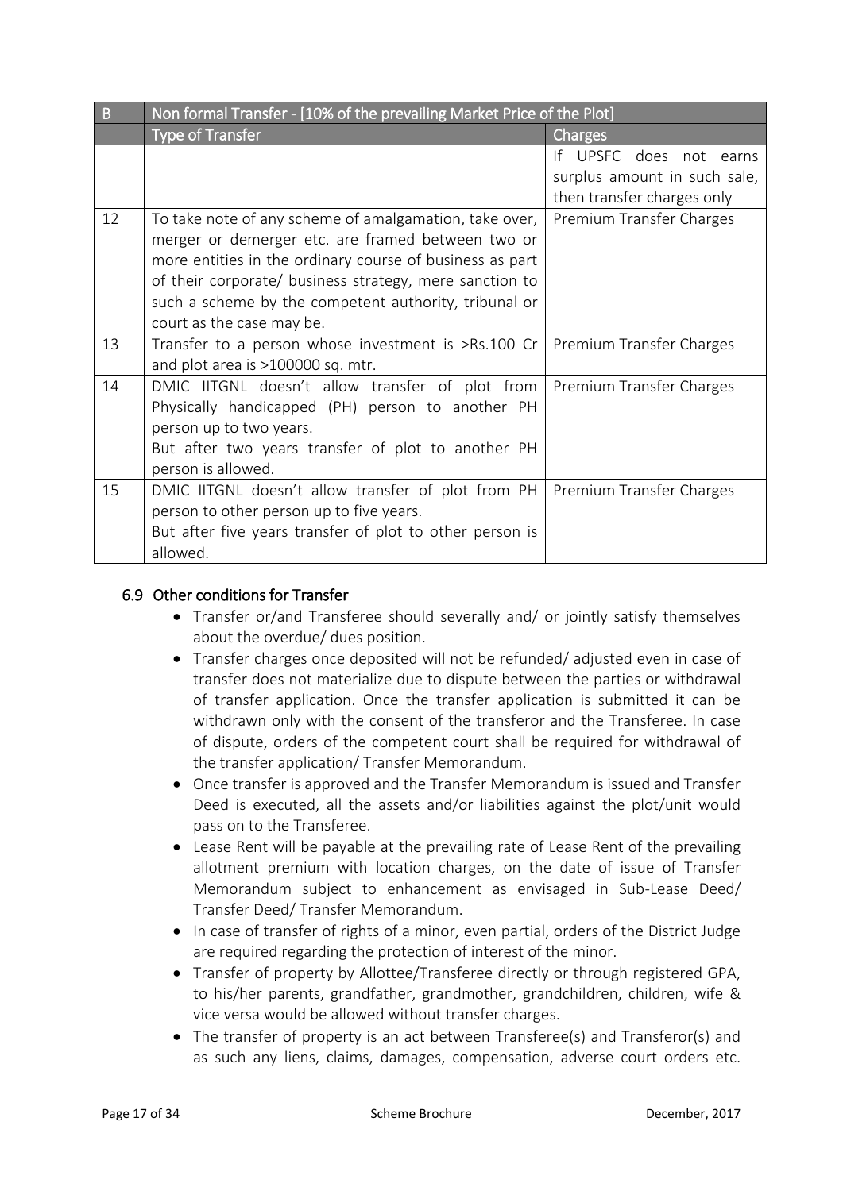| B | Non formal Transfer - [10% of the prevailing Market Price of the Plot] | |
|---|---|---|
| | Type of Transfer | Charges |
| | | If UPSFC does not earns surplus amount in such sale, then transfer charges only |
| 12 | To take note of any scheme of amalgamation, take over, merger or demerger etc. are framed between two or more entities in the ordinary course of business as part of their corporate/ business strategy, mere sanction to such a scheme by the competent authority, tribunal or court as the case may be. | Premium Transfer Charges |
| 13 | Transfer to a person whose investment is >Rs.100 Cr and plot area is >100000 sq. mtr. | Premium Transfer Charges |
| 14 | DMIC IITGNL doesn't allow transfer of plot from Physically handicapped (PH) person to another PH person up to two years.<br>But after two years transfer of plot to another PH person is allowed. | Premium Transfer Charges |
| 15 | DMIC IITGNL doesn't allow transfer of plot from PH person to other person up to five years.<br>But after five years transfer of plot to other person is allowed. | Premium Transfer Charges |

### 6.9 Other conditions for Transfer

- Transfer or/and Transferee should severally and/ or jointly satisfy themselves about the overdue/ dues position.
- Transfer charges once deposited will not be refunded/ adjusted even in case of transfer does not materialize due to dispute between the parties or withdrawal of transfer application. Once the transfer application is submitted it can be withdrawn only with the consent of the transferor and the Transferee. In case of dispute, orders of the competent court shall be required for withdrawal of the transfer application/ Transfer Memorandum.
- Once transfer is approved and the Transfer Memorandum is issued and Transfer Deed is executed, all the assets and/or liabilities against the plot/unit would pass on to the Transferee.
- Lease Rent will be payable at the prevailing rate of Lease Rent of the prevailing allotment premium with location charges, on the date of issue of Transfer Memorandum subject to enhancement as envisaged in Sub-Lease Deed/ Transfer Deed/ Transfer Memorandum.
- In case of transfer of rights of a minor, even partial, orders of the District Judge are required regarding the protection of interest of the minor.
- Transfer of property by Allottee/Transferee directly or through registered GPA, to his/her parents, grandfather, grandmother, grandchildren, children, wife & vice versa would be allowed without transfer charges.
- The transfer of property is an act between Transferee(s) and Transferor(s) and as such any liens, claims, damages, compensation, adverse court orders etc.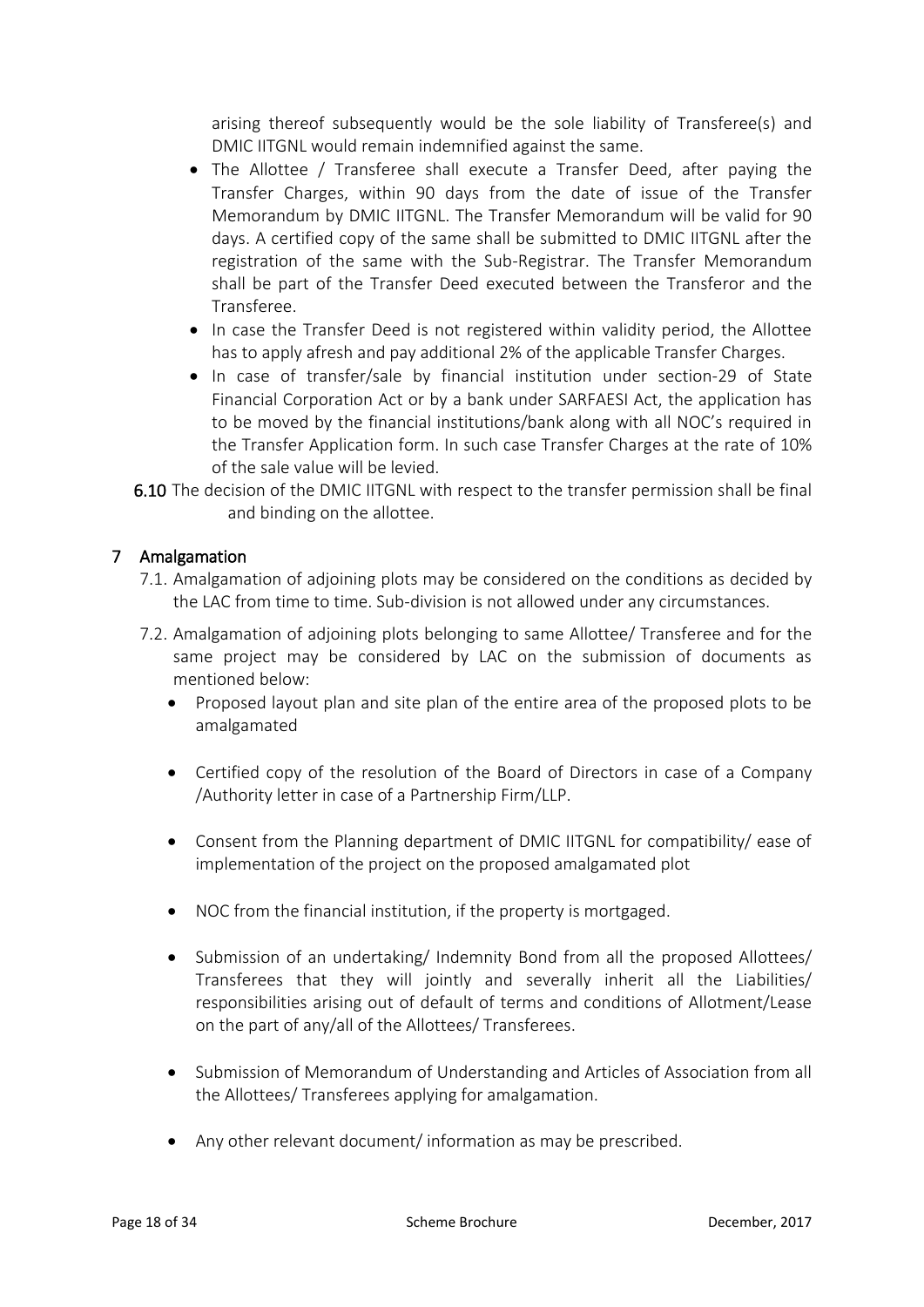arising thereof subsequently would be the sole liability of Transferee(s) and DMIC IITGNL would remain indemnified against the same.

- The Allottee / Transferee shall execute a Transfer Deed, after paying the Transfer Charges, within 90 days from the date of issue of the Transfer Memorandum by DMIC IITGNL. The Transfer Memorandum will be valid for 90 days. A certified copy of the same shall be submitted to DMIC IITGNL after the registration of the same with the Sub-Registrar. The Transfer Memorandum shall be part of the Transfer Deed executed between the Transferor and the Transferee.
- In case the Transfer Deed is not registered within validity period, the Allottee has to apply afresh and pay additional 2% of the applicable Transfer Charges.
- In case of transfer/sale by financial institution under section-29 of State Financial Corporation Act or by a bank under SARFAESI Act, the application has to be moved by the financial institutions/bank along with all NOC's required in the Transfer Application form. In such case Transfer Charges at the rate of 10% of the sale value will be levied.

**6.10** The decision of the DMIC IITGNL with respect to the transfer permission shall be final and binding on the allottee.

## 7 Amalgamation

7.1. Amalgamation of adjoining plots may be considered on the conditions as decided by the LAC from time to time. Sub-division is not allowed under any circumstances.

7.2. Amalgamation of adjoining plots belonging to same Allottee/ Transferee and for the same project may be considered by LAC on the submission of documents as mentioned below:

- Proposed layout plan and site plan of the entire area of the proposed plots to be amalgamated
- Certified copy of the resolution of the Board of Directors in case of a Company /Authority letter in case of a Partnership Firm/LLP.
- Consent from the Planning department of DMIC IITGNL for compatibility/ ease of implementation of the project on the proposed amalgamated plot
- NOC from the financial institution, if the property is mortgaged.
- Submission of an undertaking/ Indemnity Bond from all the proposed Allottees/ Transferees that they will jointly and severally inherit all the Liabilities/ responsibilities arising out of default of terms and conditions of Allotment/Lease on the part of any/all of the Allottees/ Transferees.
- Submission of Memorandum of Understanding and Articles of Association from all the Allottees/ Transferees applying for amalgamation.
- Any other relevant document/ information as may be prescribed.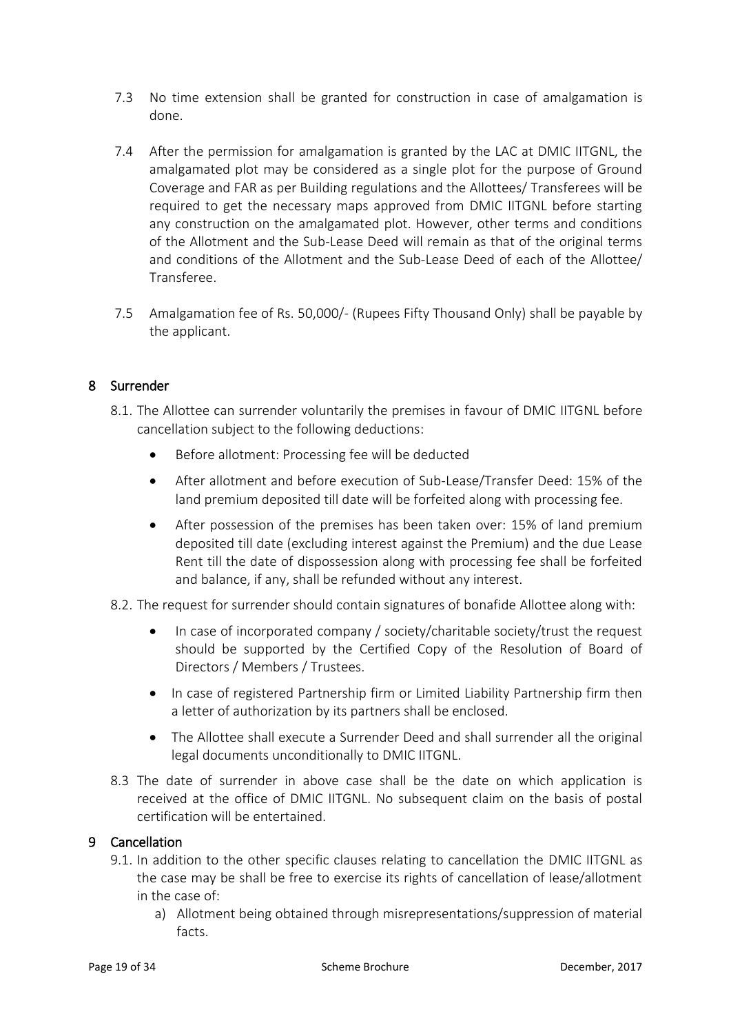7.3 No time extension shall be granted for construction in case of amalgamation is done.

7.4 After the permission for amalgamation is granted by the LAC at DMIC IITGNL, the amalgamated plot may be considered as a single plot for the purpose of Ground Coverage and FAR as per Building regulations and the Allottees/ Transferees will be required to get the necessary maps approved from DMIC IITGNL before starting any construction on the amalgamated plot. However, other terms and conditions of the Allotment and the Sub-Lease Deed will remain as that of the original terms and conditions of the Allotment and the Sub-Lease Deed of each of the Allottee/ Transferee.

7.5 Amalgamation fee of Rs. 50,000/- (Rupees Fifty Thousand Only) shall be payable by the applicant.

## 8 Surrender

8.1. The Allottee can surrender voluntarily the premises in favour of DMIC IITGNL before cancellation subject to the following deductions:

- Before allotment: Processing fee will be deducted
- After allotment and before execution of Sub-Lease/Transfer Deed: 15% of the land premium deposited till date will be forfeited along with processing fee.
- After possession of the premises has been taken over: 15% of land premium deposited till date (excluding interest against the Premium) and the due Lease Rent till the date of dispossession along with processing fee shall be forfeited and balance, if any, shall be refunded without any interest.

8.2. The request for surrender should contain signatures of bonafide Allottee along with:

- In case of incorporated company / society/charitable society/trust the request should be supported by the Certified Copy of the Resolution of Board of Directors / Members / Trustees.
- In case of registered Partnership firm or Limited Liability Partnership firm then a letter of authorization by its partners shall be enclosed.
- The Allottee shall execute a Surrender Deed and shall surrender all the original legal documents unconditionally to DMIC IITGNL.

8.3 The date of surrender in above case shall be the date on which application is received at the office of DMIC IITGNL. No subsequent claim on the basis of postal certification will be entertained.

## 9 Cancellation

9.1. In addition to the other specific clauses relating to cancellation the DMIC IITGNL as the case may be shall be free to exercise its rights of cancellation of lease/allotment in the case of:

a) Allotment being obtained through misrepresentations/suppression of material facts.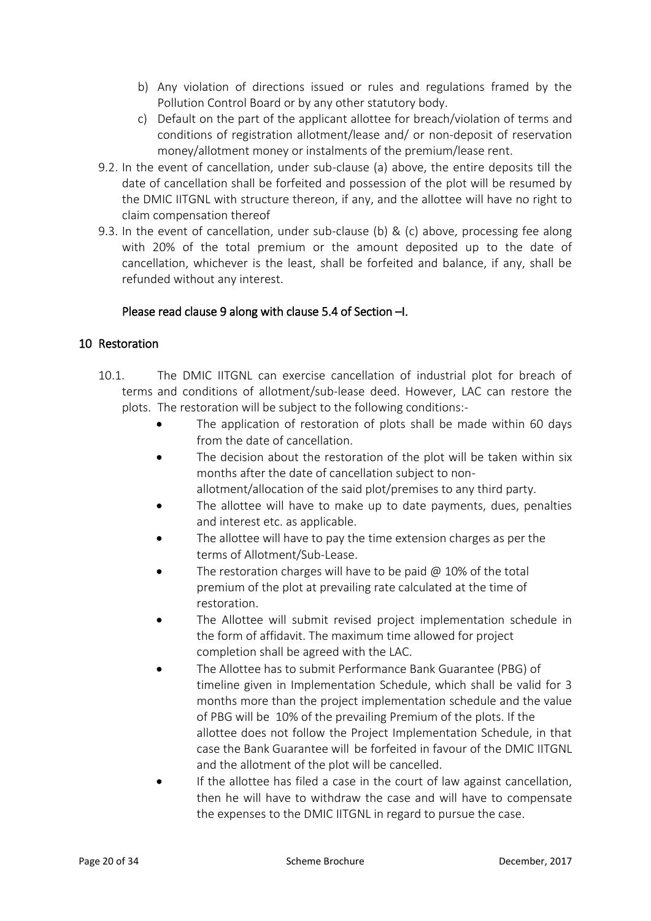b) Any violation of directions issued or rules and regulations framed by the Pollution Control Board or by any other statutory body.

c) Default on the part of the applicant allottee for breach/violation of terms and conditions of registration allotment/lease and/ or non-deposit of reservation money/allotment money or instalments of the premium/lease rent.

9.2. In the event of cancellation, under sub-clause (a) above, the entire deposits till the date of cancellation shall be forfeited and possession of the plot will be resumed by the DMIC IITGNL with structure thereon, if any, and the allottee will have no right to claim compensation thereof

9.3. In the event of cancellation, under sub-clause (b) & (c) above, processing fee along with 20% of the total premium or the amount deposited up to the date of cancellation, whichever is the least, shall be forfeited and balance, if any, shall be refunded without any interest.

Please read clause 9 along with clause 5.4 of Section –I.

## 10 Restoration

10.1. The DMIC IITGNL can exercise cancellation of industrial plot for breach of terms and conditions of allotment/sub-lease deed. However, LAC can restore the plots. The restoration will be subject to the following conditions:-

- The application of restoration of plots shall be made within 60 days from the date of cancellation.
- The decision about the restoration of the plot will be taken within six months after the date of cancellation subject to non-allotment/allocation of the said plot/premises to any third party.
- The allottee will have to make up to date payments, dues, penalties and interest etc. as applicable.
- The allottee will have to pay the time extension charges as per the terms of Allotment/Sub-Lease.
- The restoration charges will have to be paid @ 10% of the total premium of the plot at prevailing rate calculated at the time of restoration.
- The Allottee will submit revised project implementation schedule in the form of affidavit. The maximum time allowed for project completion shall be agreed with the LAC.
- The Allottee has to submit Performance Bank Guarantee (PBG) of timeline given in Implementation Schedule, which shall be valid for 3 months more than the project implementation schedule and the value of PBG will be 10% of the prevailing Premium of the plots. If the allottee does not follow the Project Implementation Schedule, in that case the Bank Guarantee will be forfeited in favour of the DMIC IITGNL and the allotment of the plot will be cancelled.
- If the allottee has filed a case in the court of law against cancellation, then he will have to withdraw the case and will have to compensate the expenses to the DMIC IITGNL in regard to pursue the case.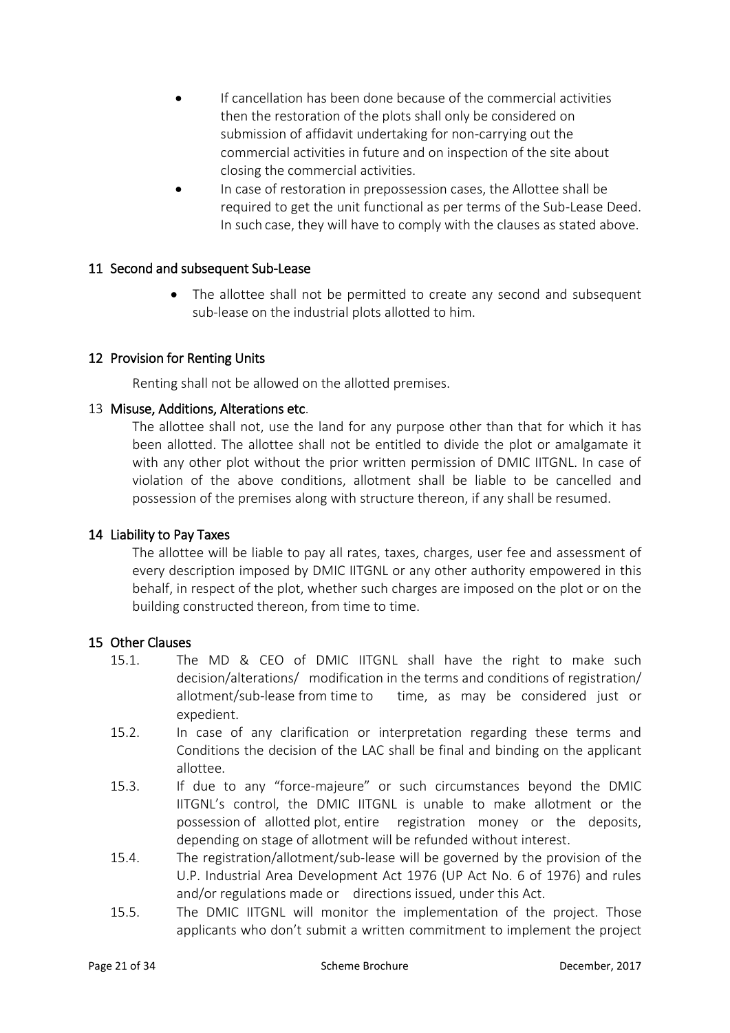- If cancellation has been done because of the commercial activities then the restoration of the plots shall only be considered on submission of affidavit undertaking for non-carrying out the commercial activities in future and on inspection of the site about closing the commercial activities.
- In case of restoration in prepossession cases, the Allottee shall be required to get the unit functional as per terms of the Sub-Lease Deed. In such case, they will have to comply with the clauses as stated above.

## 11 Second and subsequent Sub-Lease

- The allottee shall not be permitted to create any second and subsequent sub-lease on the industrial plots allotted to him.

## 12 Provision for Renting Units

Renting shall not be allowed on the allotted premises.

## 13 Misuse, Additions, Alterations etc.

The allottee shall not, use the land for any purpose other than that for which it has been allotted. The allottee shall not be entitled to divide the plot or amalgamate it with any other plot without the prior written permission of DMIC IITGNL. In case of violation of the above conditions, allotment shall be liable to be cancelled and possession of the premises along with structure thereon, if any shall be resumed.

## 14 Liability to Pay Taxes

The allottee will be liable to pay all rates, taxes, charges, user fee and assessment of every description imposed by DMIC IITGNL or any other authority empowered in this behalf, in respect of the plot, whether such charges are imposed on the plot or on the building constructed thereon, from time to time.

## 15 Other Clauses

15.1. The MD & CEO of DMIC IITGNL shall have the right to make such decision/alterations/ modification in the terms and conditions of registration/ allotment/sub-lease from time to time, as may be considered just or expedient.

15.2. In case of any clarification or interpretation regarding these terms and Conditions the decision of the LAC shall be final and binding on the applicant allottee.

15.3. If due to any "force-majeure" or such circumstances beyond the DMIC IITGNL's control, the DMIC IITGNL is unable to make allotment or the possession of allotted plot, entire registration money or the deposits, depending on stage of allotment will be refunded without interest.

15.4. The registration/allotment/sub-lease will be governed by the provision of the U.P. Industrial Area Development Act 1976 (UP Act No. 6 of 1976) and rules and/or regulations made or directions issued, under this Act.

15.5. The DMIC IITGNL will monitor the implementation of the project. Those applicants who don't submit a written commitment to implement the project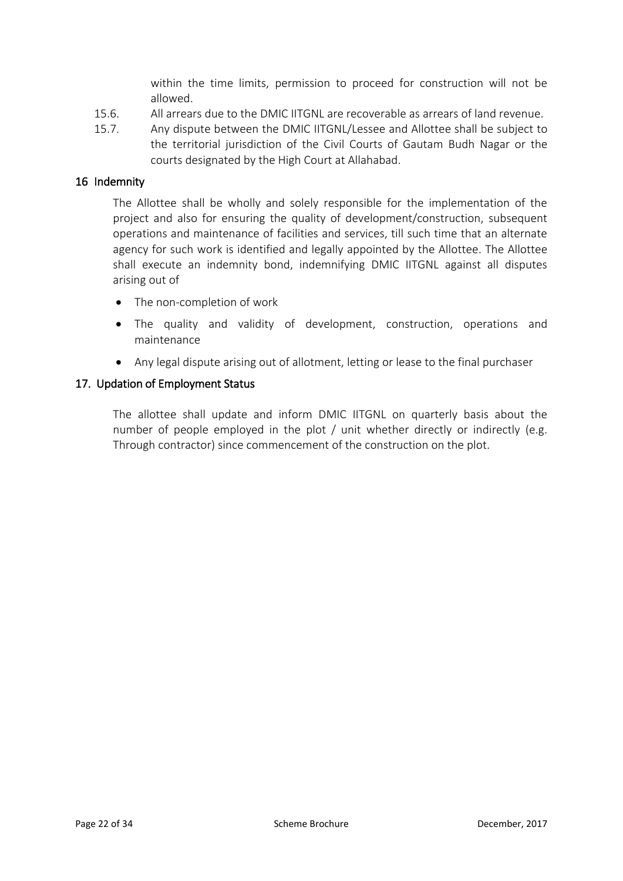within the time limits, permission to proceed for construction will not be allowed.

15.6. All arrears due to the DMIC IITGNL are recoverable as arrears of land revenue.

15.7. Any dispute between the DMIC IITGNL/Lessee and Allottee shall be subject to the territorial jurisdiction of the Civil Courts of Gautam Budh Nagar or the courts designated by the High Court at Allahabad.

## 16 Indemnity

The Allottee shall be wholly and solely responsible for the implementation of the project and also for ensuring the quality of development/construction, subsequent operations and maintenance of facilities and services, till such time that an alternate agency for such work is identified and legally appointed by the Allottee. The Allottee shall execute an indemnity bond, indemnifying DMIC IITGNL against all disputes arising out of

- The non-completion of work
- The quality and validity of development, construction, operations and maintenance
- Any legal dispute arising out of allotment, letting or lease to the final purchaser

## 17. Updation of Employment Status

The allottee shall update and inform DMIC IITGNL on quarterly basis about the number of people employed in the plot / unit whether directly or indirectly (e.g. Through contractor) since commencement of the construction on the plot.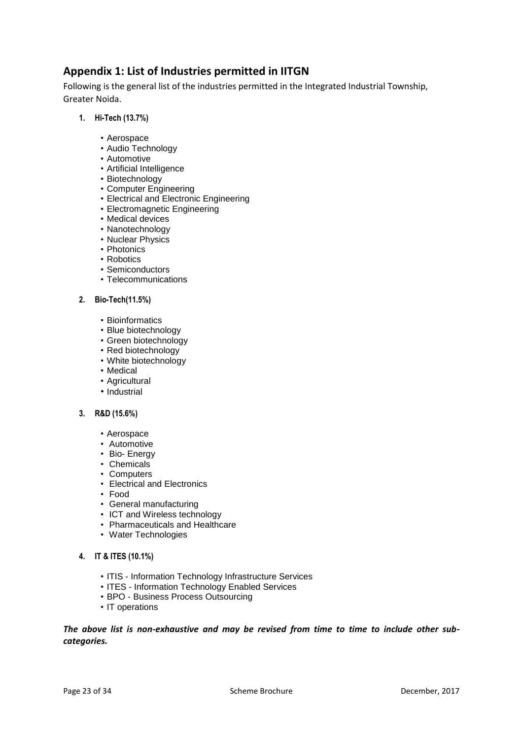## Appendix 1: List of Industries permitted in IITGN

Following is the general list of the industries permitted in the Integrated Industrial Township, Greater Noida.

1. **Hi-Tech (13.7%)**
   - Aerospace
   - Audio Technology
   - Automotive
   - Artificial Intelligence
   - Biotechnology
   - Computer Engineering
   - Electrical and Electronic Engineering
   - Electromagnetic Engineering
   - Medical devices
   - Nanotechnology
   - Nuclear Physics
   - Photonics
   - Robotics
   - Semiconductors
   - Telecommunications

2. **Bio-Tech(11.5%)**
   - Bioinformatics
   - Blue biotechnology
   - Green biotechnology
   - Red biotechnology
   - White biotechnology
   - Medical
   - Agricultural
   - Industrial

3. **R&D (15.6%)**
   - Aerospace
   - Automotive
   - Bio- Energy
   - Chemicals
   - Computers
   - Electrical and Electronics
   - Food
   - General manufacturing
   - ICT and Wireless technology
   - Pharmaceuticals and Healthcare
   - Water Technologies

4. **IT & ITES (10.1%)**
   - ITIS - Information Technology Infrastructure Services
   - ITES - Information Technology Enabled Services
   - BPO - Business Process Outsourcing
   - IT operations

***The above list is non-exhaustive and may be revised from time to time to include other sub-categories.***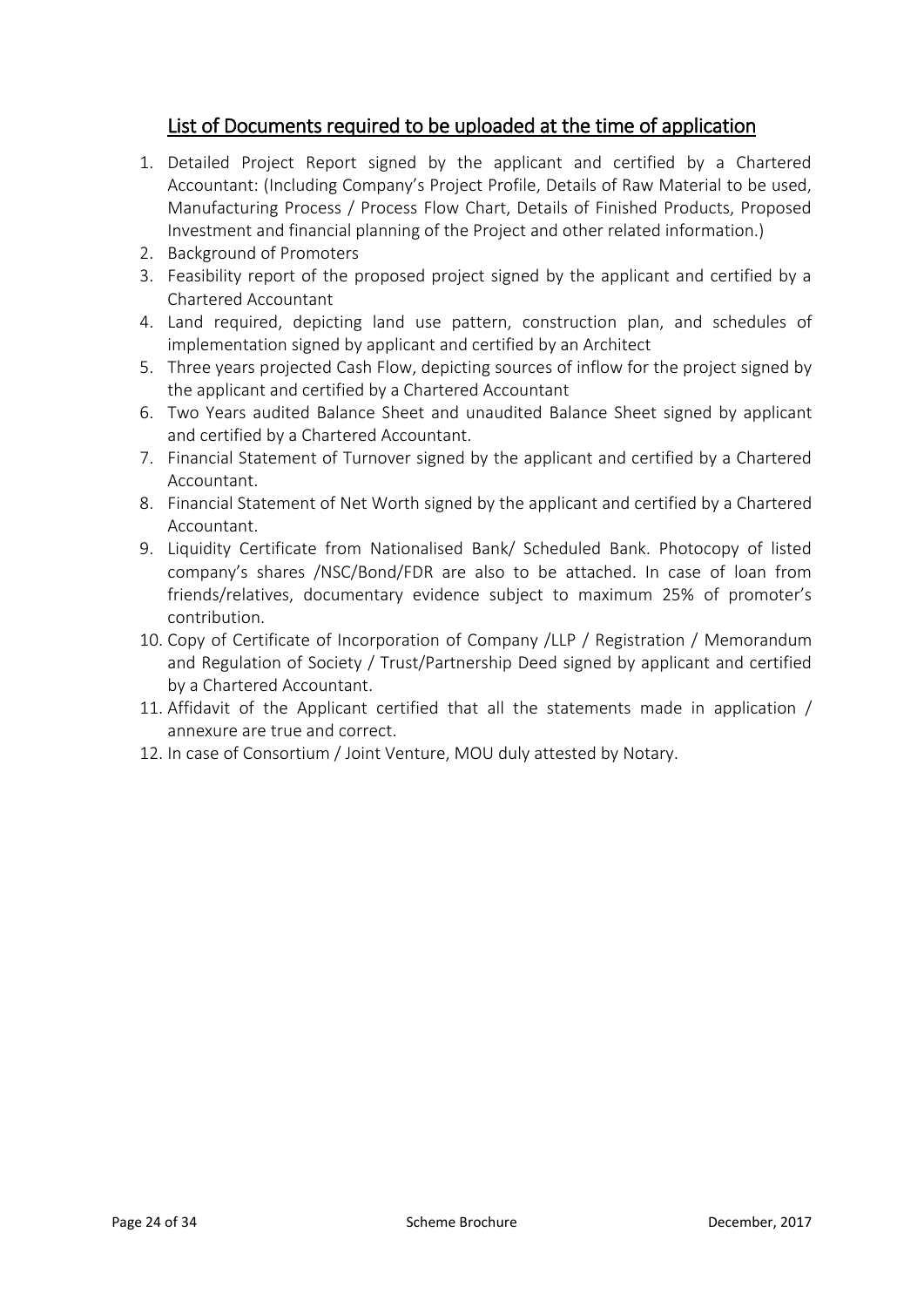## List of Documents required to be uploaded at the time of application

1. Detailed Project Report signed by the applicant and certified by a Chartered Accountant: (Including Company's Project Profile, Details of Raw Material to be used, Manufacturing Process / Process Flow Chart, Details of Finished Products, Proposed Investment and financial planning of the Project and other related information.)
2. Background of Promoters
3. Feasibility report of the proposed project signed by the applicant and certified by a Chartered Accountant
4. Land required, depicting land use pattern, construction plan, and schedules of implementation signed by applicant and certified by an Architect
5. Three years projected Cash Flow, depicting sources of inflow for the project signed by the applicant and certified by a Chartered Accountant
6. Two Years audited Balance Sheet and unaudited Balance Sheet signed by applicant and certified by a Chartered Accountant.
7. Financial Statement of Turnover signed by the applicant and certified by a Chartered Accountant.
8. Financial Statement of Net Worth signed by the applicant and certified by a Chartered Accountant.
9. Liquidity Certificate from Nationalised Bank/ Scheduled Bank. Photocopy of listed company's shares /NSC/Bond/FDR are also to be attached. In case of loan from friends/relatives, documentary evidence subject to maximum 25% of promoter's contribution.
10. Copy of Certificate of Incorporation of Company /LLP / Registration / Memorandum and Regulation of Society / Trust/Partnership Deed signed by applicant and certified by a Chartered Accountant.
11. Affidavit of the Applicant certified that all the statements made in application / annexure are true and correct.
12. In case of Consortium / Joint Venture, MOU duly attested by Notary.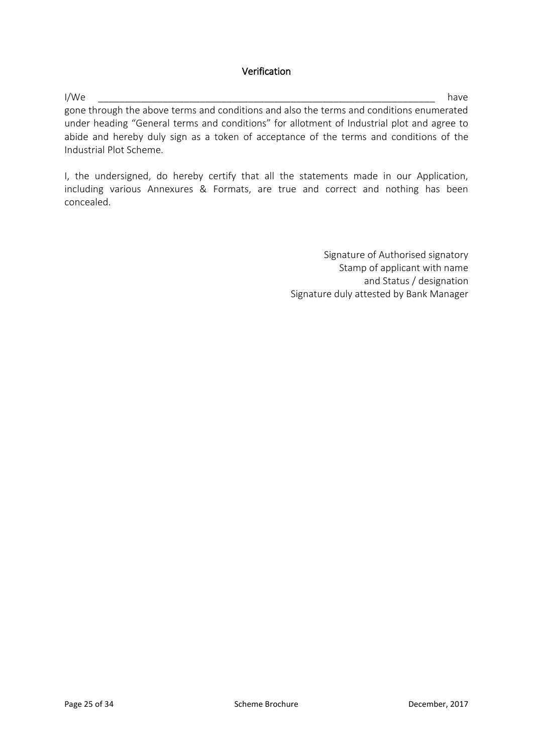## Verification

I/We ________________________________________________________________ have gone through the above terms and conditions and also the terms and conditions enumerated under heading "General terms and conditions" for allotment of Industrial plot and agree to abide and hereby duly sign as a token of acceptance of the terms and conditions of the Industrial Plot Scheme.

I, the undersigned, do hereby certify that all the statements made in our Application, including various Annexures & Formats, are true and correct and nothing has been concealed.

Signature of Authorised signatory
Stamp of applicant with name
and Status / designation
Signature duly attested by Bank Manager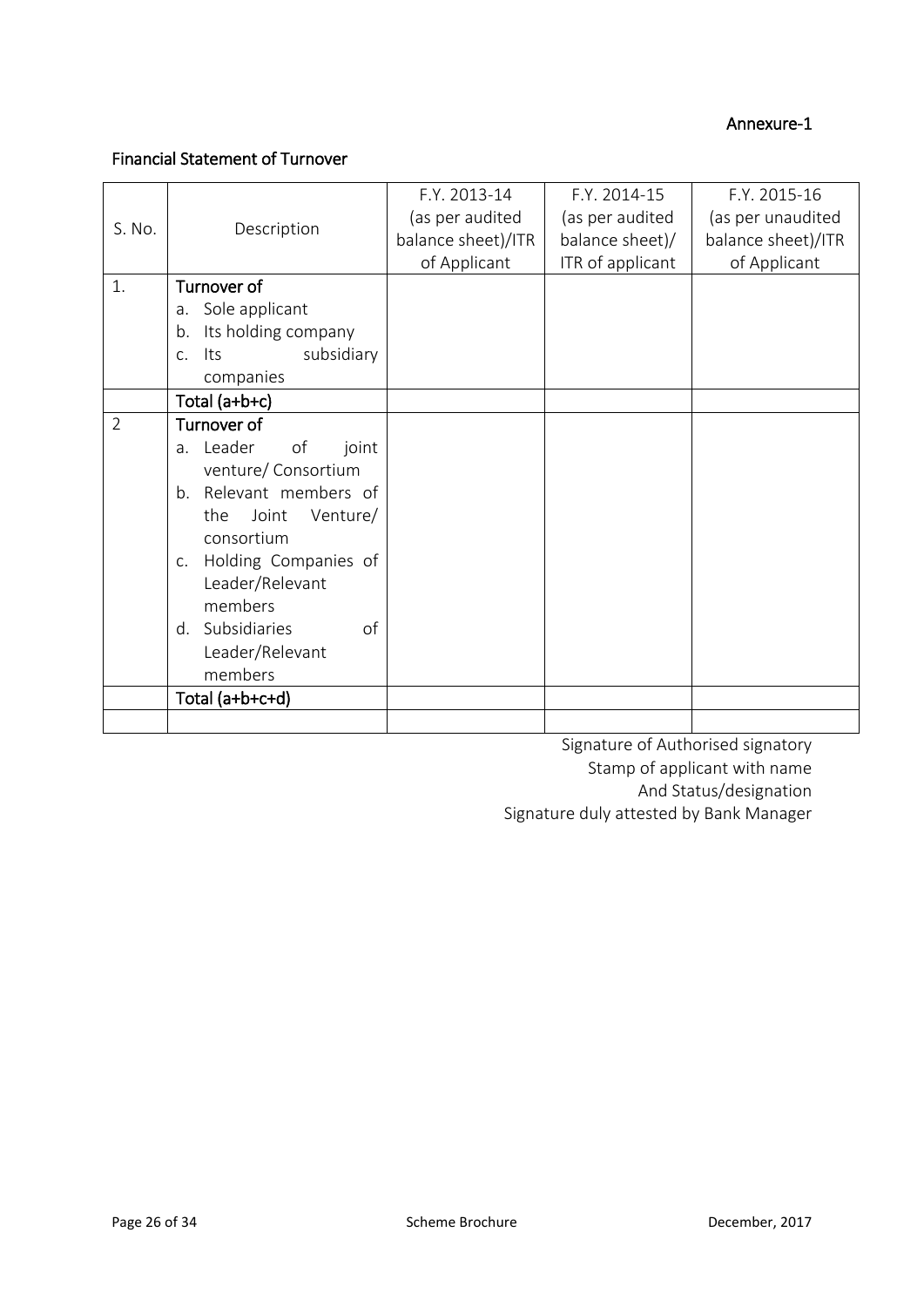Annexure-1

## Financial Statement of Turnover

| S. No. | Description | F.Y. 2013-14 (as per audited balance sheet)/ITR of Applicant | F.Y. 2014-15 (as per audited balance sheet)/ ITR of applicant | F.Y. 2015-16 (as per unaudited balance sheet)/ITR of Applicant |
|---|---|---|---|---|
| 1. | **Turnover of**<br>a. Sole applicant<br>b. Its holding company<br>c. Its subsidiary companies | | | |
| | **Total (a+b+c)** | | | |
| 2 | **Turnover of**<br>a. Leader of joint venture/ Consortium<br>b. Relevant members of the Joint Venture/ consortium<br>c. Holding Companies of Leader/Relevant members<br>d. Subsidiaries of Leader/Relevant members | | | |
| | **Total (a+b+c+d)** | | | |
| | | | | |

Signature of Authorised signatory
Stamp of applicant with name
And Status/designation
Signature duly attested by Bank Manager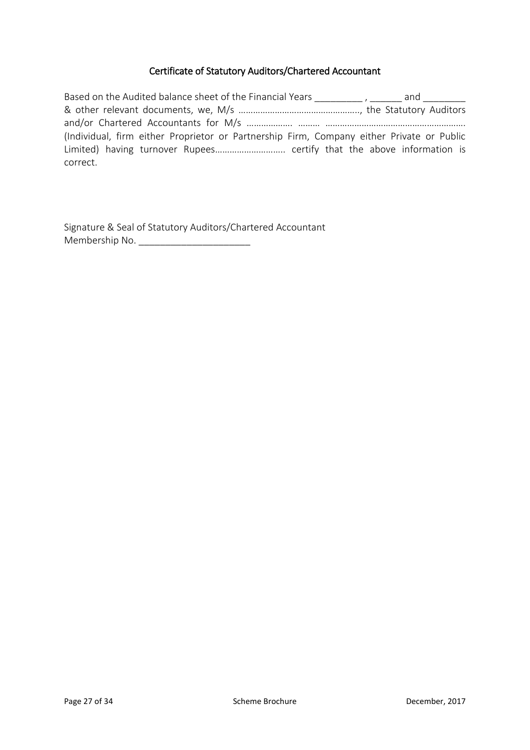## Certificate of Statutory Auditors/Chartered Accountant

Based on the Audited balance sheet of the Financial Years _________ , ______ and ________ & other relevant documents, we, M/s ………………………………………….., the Statutory Auditors and/or Chartered Accountants for M/s ………………. ……… ………………………………………………. (Individual, firm either Proprietor or Partnership Firm, Company either Private or Public Limited) having turnover Rupees……………………….. certify that the above information is correct.

Signature & Seal of Statutory Auditors/Chartered Accountant
Membership No. _____________________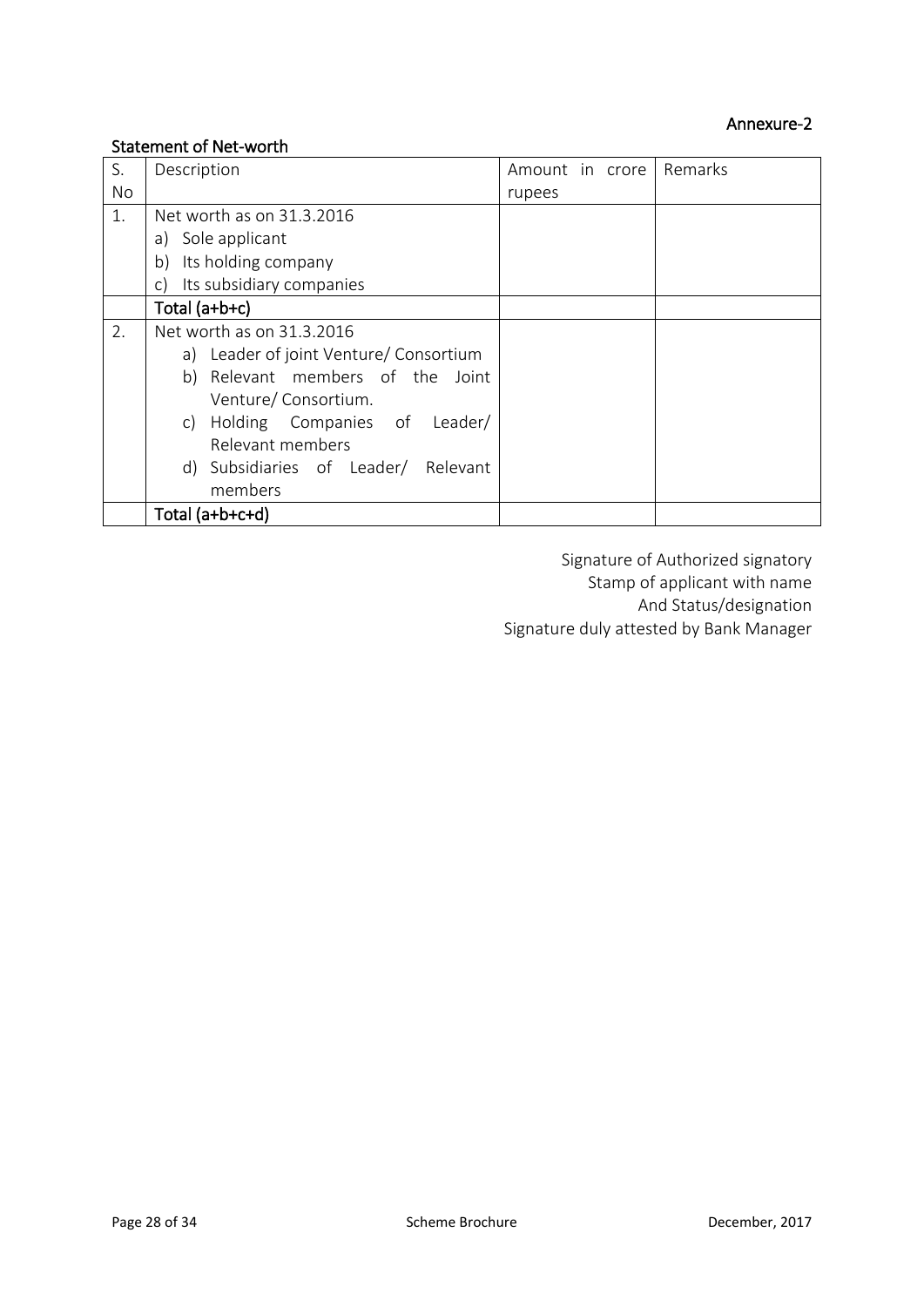Annexure-2

**Statement of Net-worth**

| S. No | Description | Amount in crore rupees | Remarks |
|---|---|---|---|
| 1. | Net worth as on 31.3.2016<br>a) Sole applicant<br>b) Its holding company<br>c) Its subsidiary companies | | |
| | Total (a+b+c) | | |
| 2. | Net worth as on 31.3.2016<br>a) Leader of joint Venture/ Consortium<br>b) Relevant members of the Joint Venture/ Consortium.<br>c) Holding Companies of Leader/ Relevant members<br>d) Subsidiaries of Leader/ Relevant members | | |
| | Total (a+b+c+d) | | |

Signature of Authorized signatory
Stamp of applicant with name
And Status/designation
Signature duly attested by Bank Manager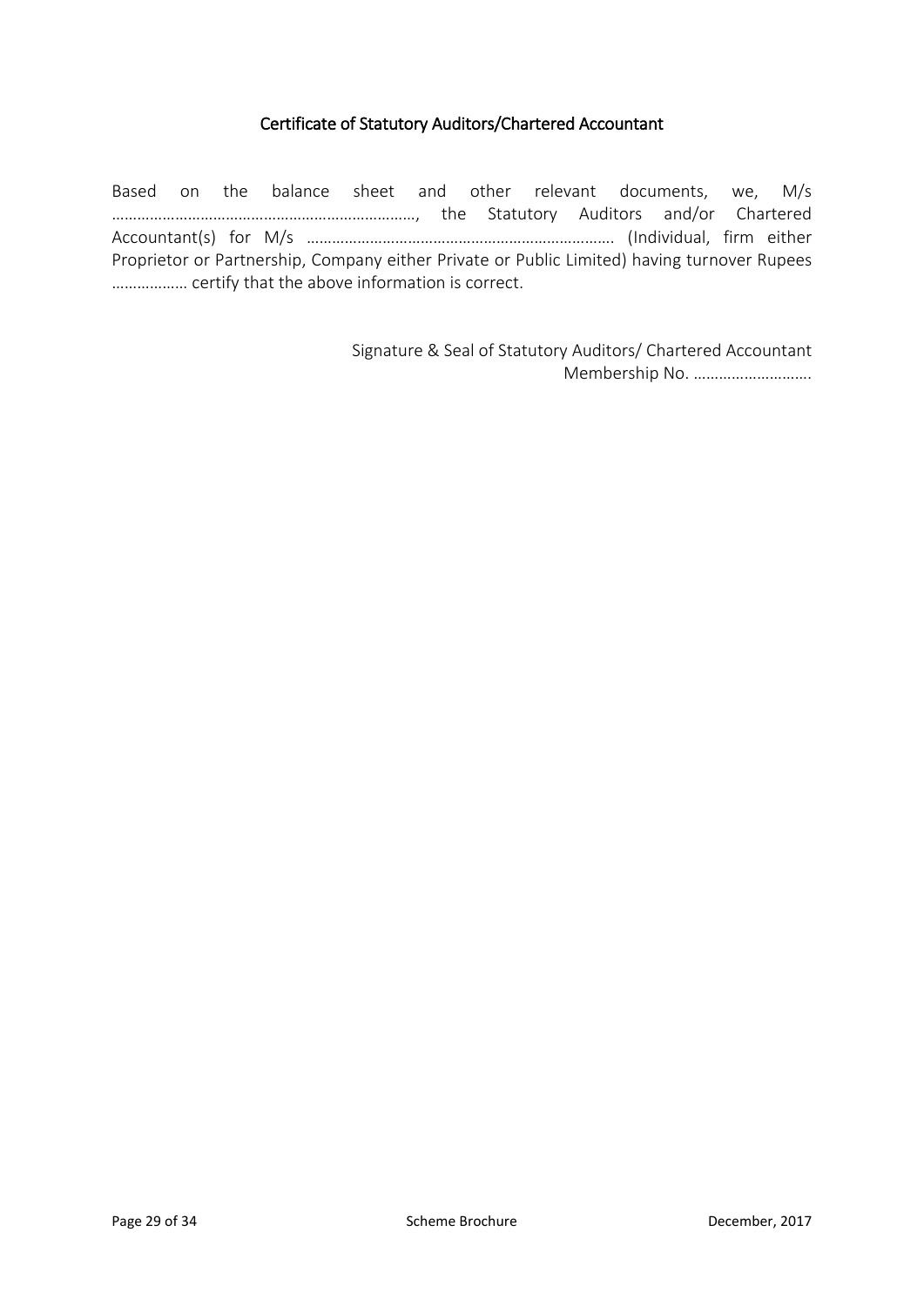## Certificate of Statutory Auditors/Chartered Accountant

Based on the balance sheet and other relevant documents, we, M/s ………………………………………………………………, the Statutory Auditors and/or Chartered Accountant(s) for M/s ……………………………………………………………… (Individual, firm either Proprietor or Partnership, Company either Private or Public Limited) having turnover Rupees ……………… certify that the above information is correct.

Signature & Seal of Statutory Auditors/ Chartered Accountant
Membership No. ……………………….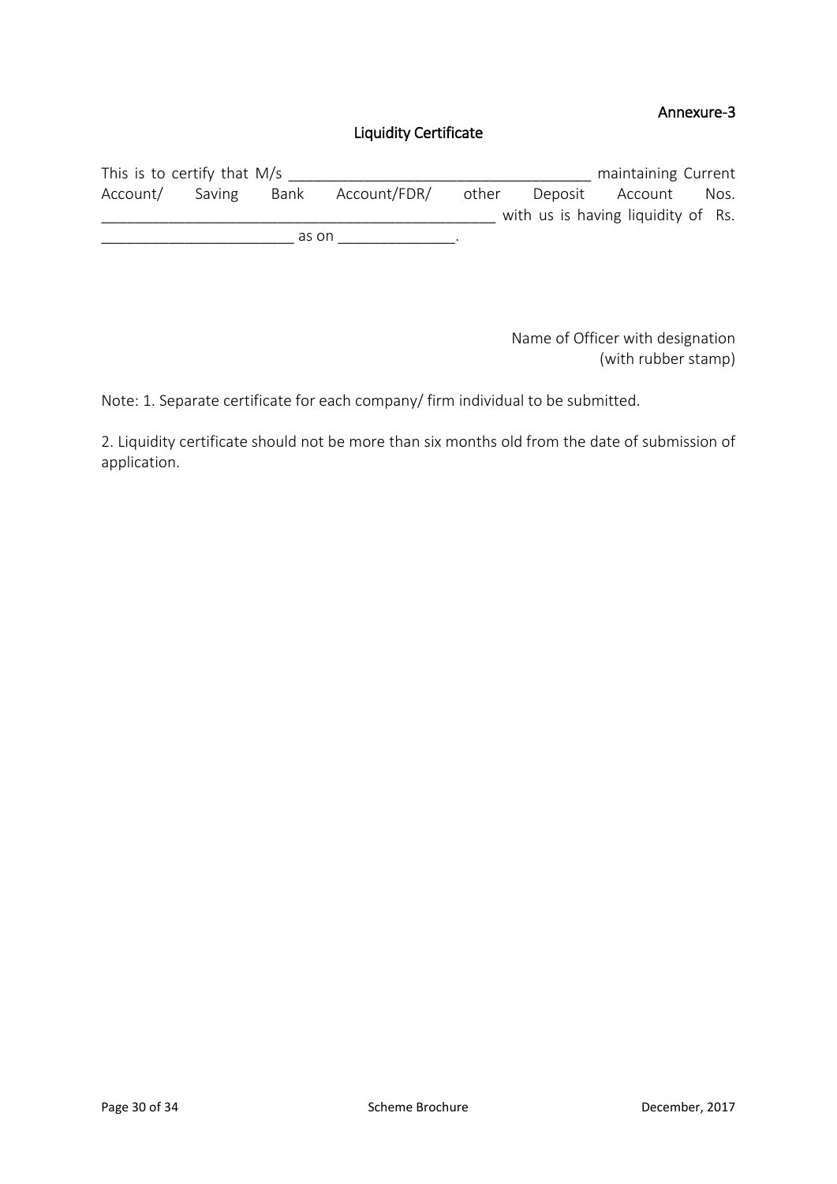Annexure-3

## Liquidity Certificate

This is to certify that M/s ____________________________________ maintaining Current Account/ Saving Bank Account/FDR/ other Deposit Account Nos. ______________________________________________ with us is having liquidity of Rs. ______________________ as on _____________.

Name of Officer with designation
(with rubber stamp)

Note: 1. Separate certificate for each company/ firm individual to be submitted.

2. Liquidity certificate should not be more than six months old from the date of submission of application.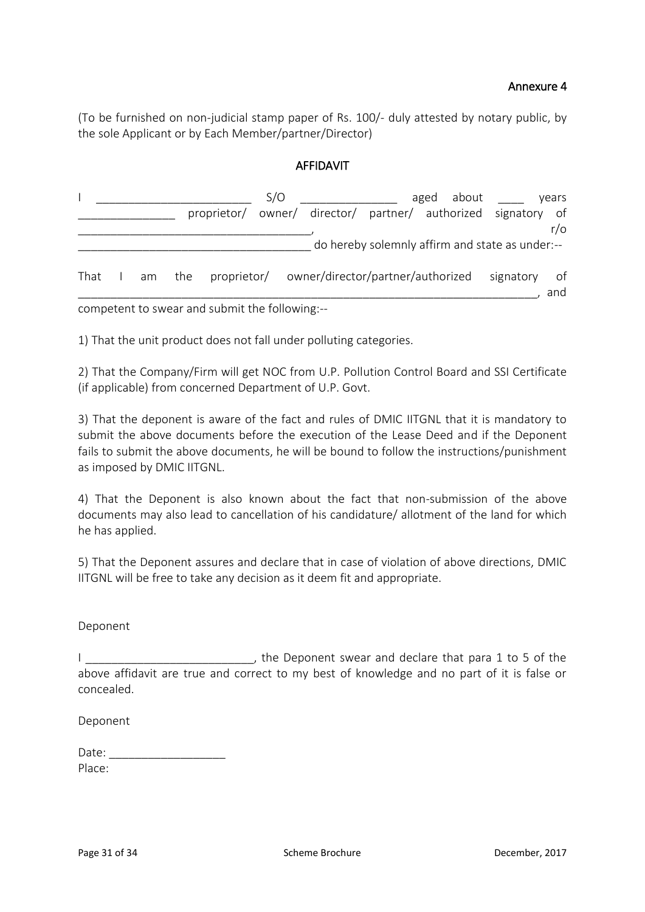Annexure 4

(To be furnished on non-judicial stamp paper of Rs. 100/- duly attested by notary public, by the sole Applicant or by Each Member/partner/Director)

## AFFIDAVIT

I ________________________ S/O _______________ aged about ____ years _______________ proprietor/ owner/ director/ partner/ authorized signatory of ___________________________________, r/o ___________________________________ do hereby solemnly affirm and state as under:--

That I am the proprietor/ owner/director/partner/authorized signatory of ________________________________________________________________________, and competent to swear and submit the following:--

1) That the unit product does not fall under polluting categories.

2) That the Company/Firm will get NOC from U.P. Pollution Control Board and SSI Certificate (if applicable) from concerned Department of U.P. Govt.

3) That the deponent is aware of the fact and rules of DMIC IITGNL that it is mandatory to submit the above documents before the execution of the Lease Deed and if the Deponent fails to submit the above documents, he will be bound to follow the instructions/punishment as imposed by DMIC IITGNL.

4) That the Deponent is also known about the fact that non-submission of the above documents may also lead to cancellation of his candidature/ allotment of the land for which he has applied.

5) That the Deponent assures and declare that in case of violation of above directions, DMIC IITGNL will be free to take any decision as it deem fit and appropriate.

Deponent

I __________________________, the Deponent swear and declare that para 1 to 5 of the above affidavit are true and correct to my best of knowledge and no part of it is false or concealed.

Deponent

Date: __________________

Place: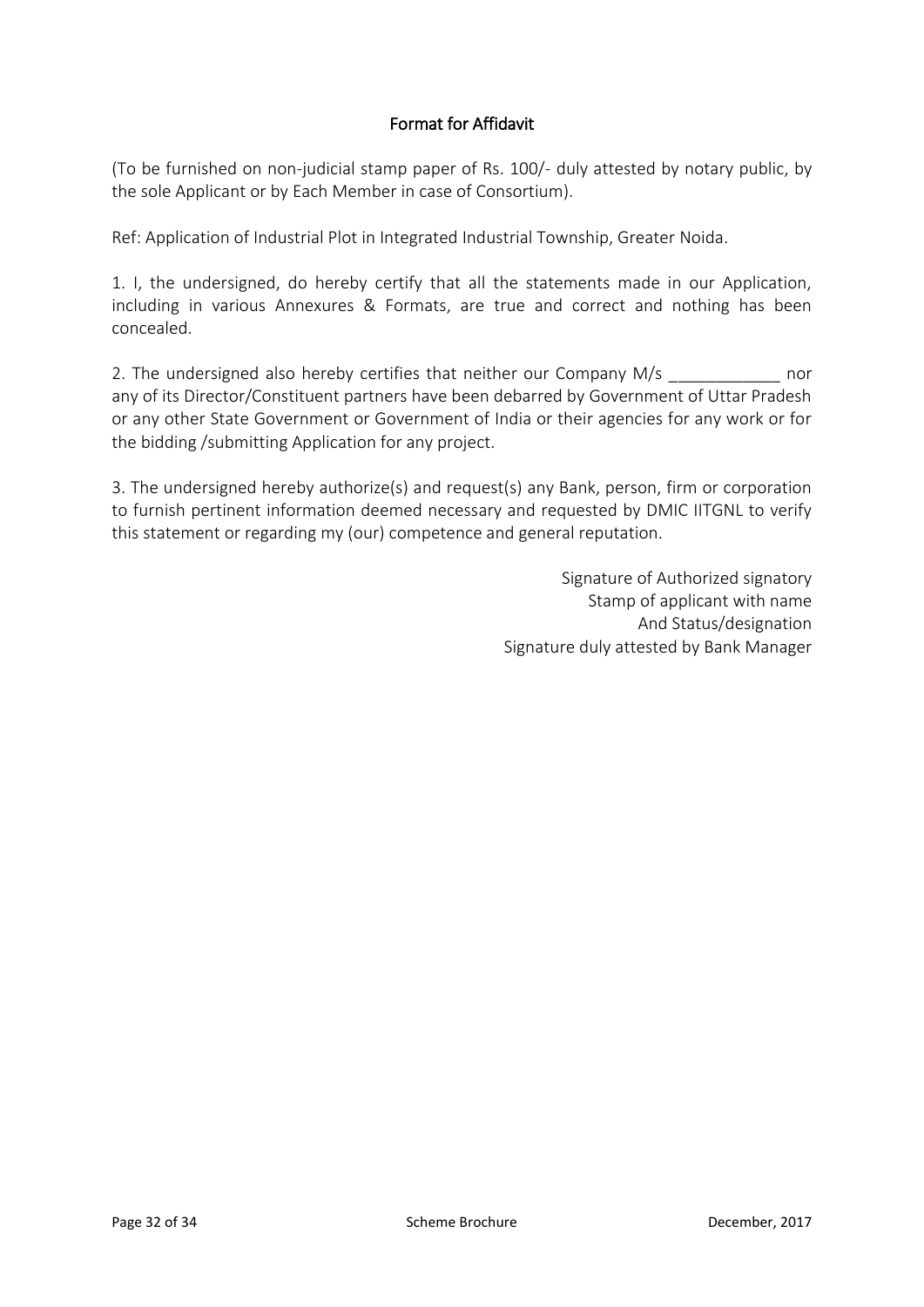## Format for Affidavit

(To be furnished on non-judicial stamp paper of Rs. 100/- duly attested by notary public, by the sole Applicant or by Each Member in case of Consortium).

Ref: Application of Industrial Plot in Integrated Industrial Township, Greater Noida.

1. I, the undersigned, do hereby certify that all the statements made in our Application, including in various Annexures & Formats, are true and correct and nothing has been concealed.

2. The undersigned also hereby certifies that neither our Company M/s ____________ nor any of its Director/Constituent partners have been debarred by Government of Uttar Pradesh or any other State Government or Government of India or their agencies for any work or for the bidding /submitting Application for any project.

3. The undersigned hereby authorize(s) and request(s) any Bank, person, firm or corporation to furnish pertinent information deemed necessary and requested by DMIC IITGNL to verify this statement or regarding my (our) competence and general reputation.

Signature of Authorized signatory
Stamp of applicant with name
And Status/designation
Signature duly attested by Bank Manager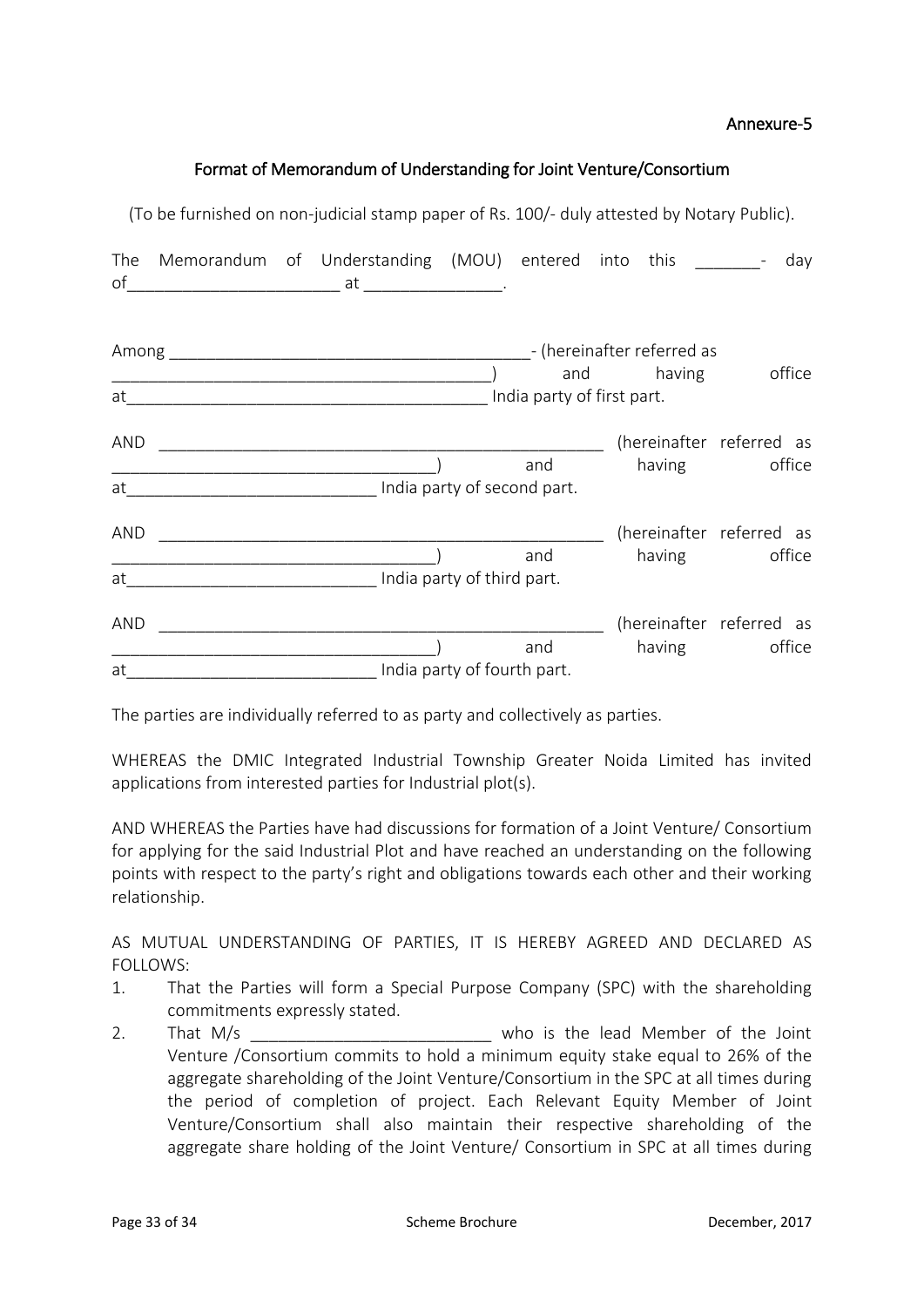Annexure-5

## Format of Memorandum of Understanding for Joint Venture/Consortium

(To be furnished on non-judicial stamp paper of Rs. 100/- duly attested by Notary Public).

The Memorandum of Understanding (MOU) entered into this _______- day of______________________ at ______________.

Among ______________________________________- (hereinafter referred as ________________________________________) and having office at______________________________________ India party of first part.

AND ______________________________________________ (hereinafter referred as __________________________________) and having office at__________________________ India party of second part.

AND ______________________________________________ (hereinafter referred as __________________________________) and having office at__________________________ India party of third part.

AND ______________________________________________ (hereinafter referred as __________________________________) and having office at__________________________ India party of fourth part.

The parties are individually referred to as party and collectively as parties.

WHEREAS the DMIC Integrated Industrial Township Greater Noida Limited has invited applications from interested parties for Industrial plot(s).

AND WHEREAS the Parties have had discussions for formation of a Joint Venture/ Consortium for applying for the said Industrial Plot and have reached an understanding on the following points with respect to the party's right and obligations towards each other and their working relationship.

AS MUTUAL UNDERSTANDING OF PARTIES, IT IS HEREBY AGREED AND DECLARED AS FOLLOWS:

1. That the Parties will form a Special Purpose Company (SPC) with the shareholding commitments expressly stated.
2. That M/s _________________________ who is the lead Member of the Joint Venture /Consortium commits to hold a minimum equity stake equal to 26% of the aggregate shareholding of the Joint Venture/Consortium in the SPC at all times during the period of completion of project. Each Relevant Equity Member of Joint Venture/Consortium shall also maintain their respective shareholding of the aggregate share holding of the Joint Venture/ Consortium in SPC at all times during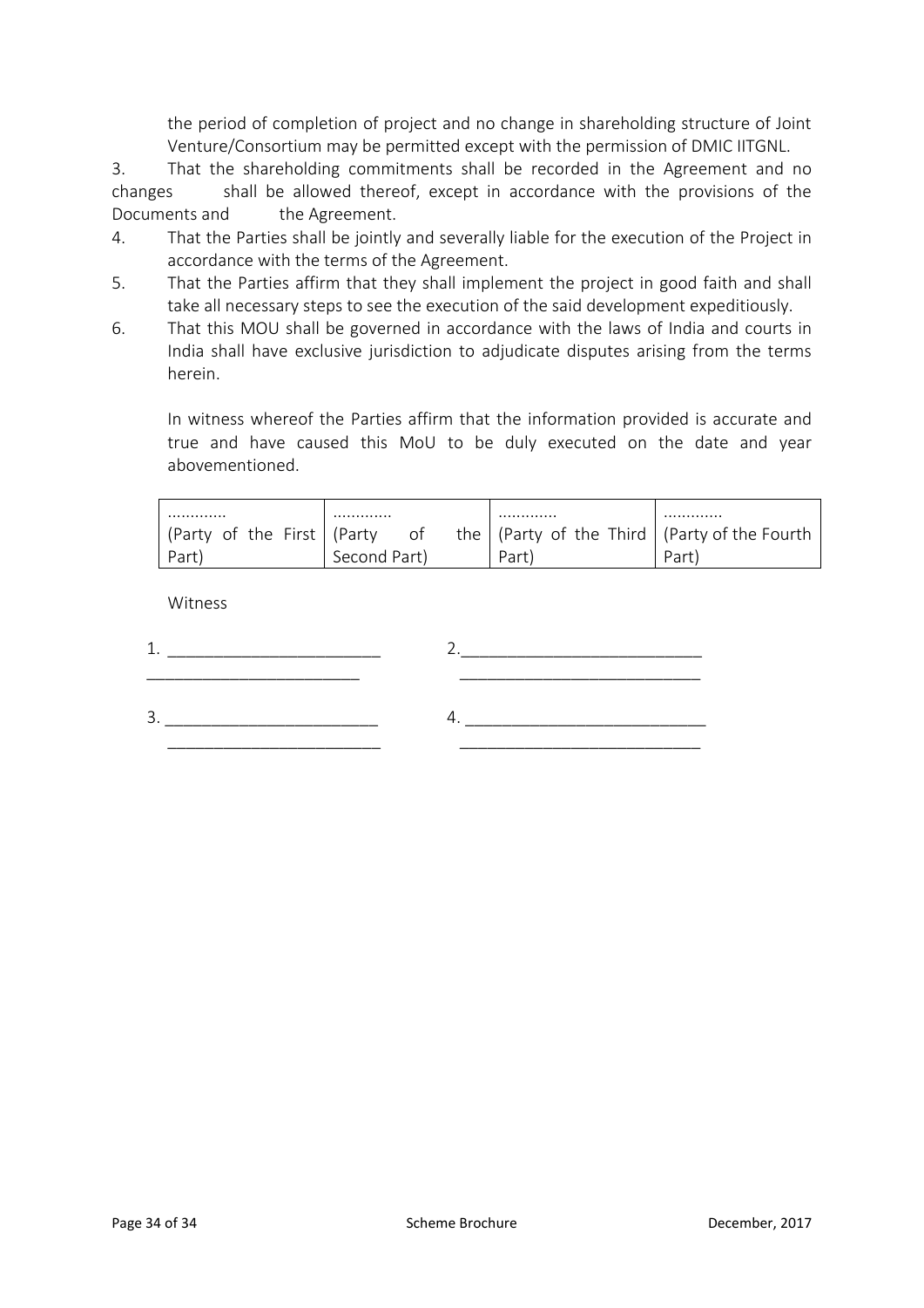the period of completion of project and no change in shareholding structure of Joint Venture/Consortium may be permitted except with the permission of DMIC IITGNL.

3. That the shareholding commitments shall be recorded in the Agreement and no changes shall be allowed thereof, except in accordance with the provisions of the Documents and the Agreement.
4. That the Parties shall be jointly and severally liable for the execution of the Project in accordance with the terms of the Agreement.
5. That the Parties affirm that they shall implement the project in good faith and shall take all necessary steps to see the execution of the said development expeditiously.
6. That this MOU shall be governed in accordance with the laws of India and courts in India shall have exclusive jurisdiction to adjudicate disputes arising from the terms herein.

In witness whereof the Parties affirm that the information provided is accurate and true and have caused this MoU to be duly executed on the date and year abovementioned.

| | | | |
|---|---|---|---|
| ............ (Party of the First Part) | ............ (Party of the Second Part) | ............ (Party of the Third Part) | ............ (Party of the Fourth Part) |

Witness

1. _______________________
   _______________________
2. _______________________
   _______________________
3. _______________________
   _______________________
4. _______________________
   _______________________